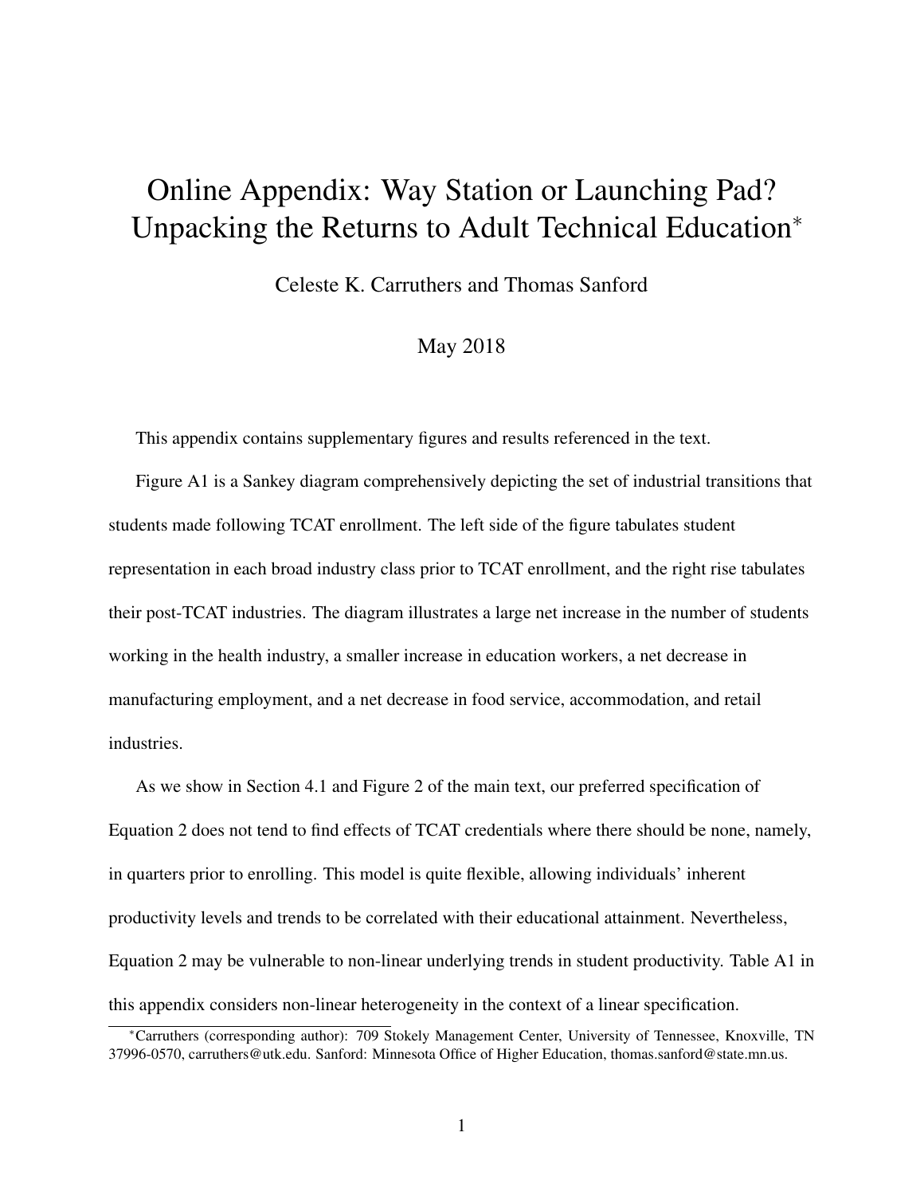# Online Appendix: Way Station or Launching Pad? Unpacking the Returns to Adult Technical Education*

Celeste K. Carruthers and Thomas Sanford

May 2018

This appendix contains supplementary figures and results referenced in the text.

Figure A1 is a Sankey diagram comprehensively depicting the set of industrial transitions that students made following TCAT enrollment. The left side of the figure tabulates student representation in each broad industry class prior to TCAT enrollment, and the right rise tabulates their post-TCAT industries. The diagram illustrates a large net increase in the number of students working in the health industry, a smaller increase in education workers, a net decrease in manufacturing employment, and a net decrease in food service, accommodation, and retail industries.

As we show in Section 4.1 and Figure 2 of the main text, our preferred specification of Equation 2 does not tend to find effects of TCAT credentials where there should be none, namely, in quarters prior to enrolling. This model is quite flexible, allowing individuals' inherent productivity levels and trends to be correlated with their educational attainment. Nevertheless, Equation 2 may be vulnerable to non-linear underlying trends in student productivity. Table A1 in this appendix considers non-linear heterogeneity in the context of a linear specification.

*Carruthers (corresponding author): 709 Stokely Management Center, University of Tennessee, Knoxville, TN 37996-0570, carruthers@utk.edu. Sanford: Minnesota Office of Higher Education, thomas.sanford@state.mn.us.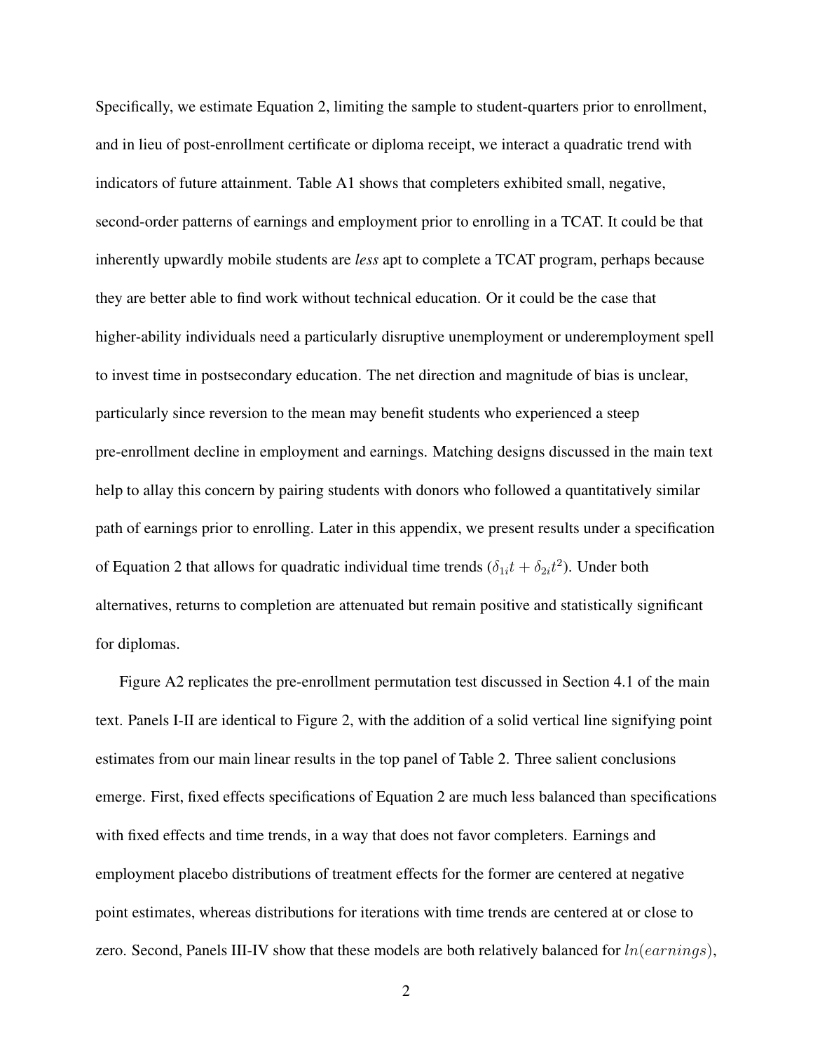Specifically, we estimate Equation 2, limiting the sample to student-quarters prior to enrollment, and in lieu of post-enrollment certificate or diploma receipt, we interact a quadratic trend with indicators of future attainment. Table A1 shows that completers exhibited small, negative, second-order patterns of earnings and employment prior to enrolling in a TCAT. It could be that inherently upwardly mobile students are *less* apt to complete a TCAT program, perhaps because they are better able to find work without technical education. Or it could be the case that higher-ability individuals need a particularly disruptive unemployment or underemployment spell to invest time in postsecondary education. The net direction and magnitude of bias is unclear, particularly since reversion to the mean may benefit students who experienced a steep pre-enrollment decline in employment and earnings. Matching designs discussed in the main text help to allay this concern by pairing students with donors who followed a quantitatively similar path of earnings prior to enrolling. Later in this appendix, we present results under a specification of Equation 2 that allows for quadratic individual time trends ($\delta_{1i}t + \delta_{2i}t^2$). Under both alternatives, returns to completion are attenuated but remain positive and statistically significant for diplomas.

Figure A2 replicates the pre-enrollment permutation test discussed in Section 4.1 of the main text. Panels I-II are identical to Figure 2, with the addition of a solid vertical line signifying point estimates from our main linear results in the top panel of Table 2. Three salient conclusions emerge. First, fixed effects specifications of Equation 2 are much less balanced than specifications with fixed effects and time trends, in a way that does not favor completers. Earnings and employment placebo distributions of treatment effects for the former are centered at negative point estimates, whereas distributions for iterations with time trends are centered at or close to zero. Second, Panels III-IV show that these models are both relatively balanced for $ln(earnings)$,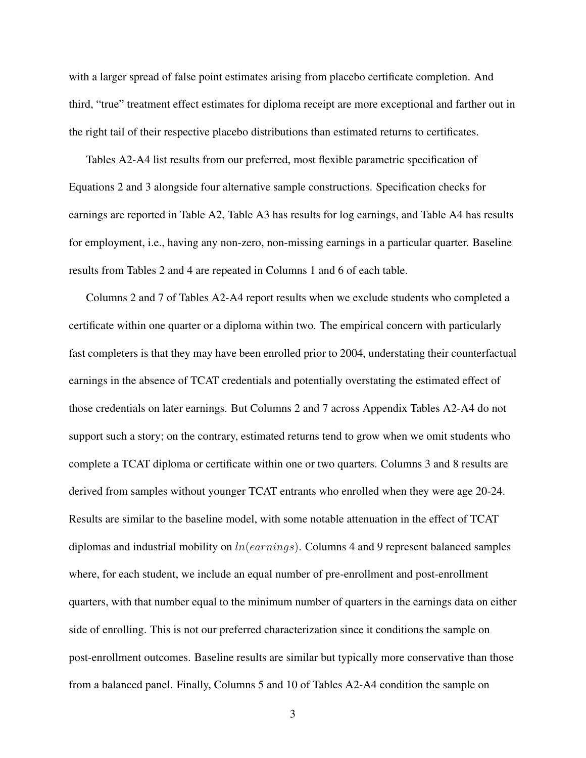with a larger spread of false point estimates arising from placebo certificate completion. And third, "true" treatment effect estimates for diploma receipt are more exceptional and farther out in the right tail of their respective placebo distributions than estimated returns to certificates.

Tables A2-A4 list results from our preferred, most flexible parametric specification of Equations 2 and 3 alongside four alternative sample constructions. Specification checks for earnings are reported in Table A2, Table A3 has results for log earnings, and Table A4 has results for employment, i.e., having any non-zero, non-missing earnings in a particular quarter. Baseline results from Tables 2 and 4 are repeated in Columns 1 and 6 of each table.

Columns 2 and 7 of Tables A2-A4 report results when we exclude students who completed a certificate within one quarter or a diploma within two. The empirical concern with particularly fast completers is that they may have been enrolled prior to 2004, understating their counterfactual earnings in the absence of TCAT credentials and potentially overstating the estimated effect of those credentials on later earnings. But Columns 2 and 7 across Appendix Tables A2-A4 do not support such a story; on the contrary, estimated returns tend to grow when we omit students who complete a TCAT diploma or certificate within one or two quarters. Columns 3 and 8 results are derived from samples without younger TCAT entrants who enrolled when they were age 20-24. Results are similar to the baseline model, with some notable attenuation in the effect of TCAT diplomas and industrial mobility on $ln(earnings)$. Columns 4 and 9 represent balanced samples where, for each student, we include an equal number of pre-enrollment and post-enrollment quarters, with that number equal to the minimum number of quarters in the earnings data on either side of enrolling. This is not our preferred characterization since it conditions the sample on post-enrollment outcomes. Baseline results are similar but typically more conservative than those from a balanced panel. Finally, Columns 5 and 10 of Tables A2-A4 condition the sample on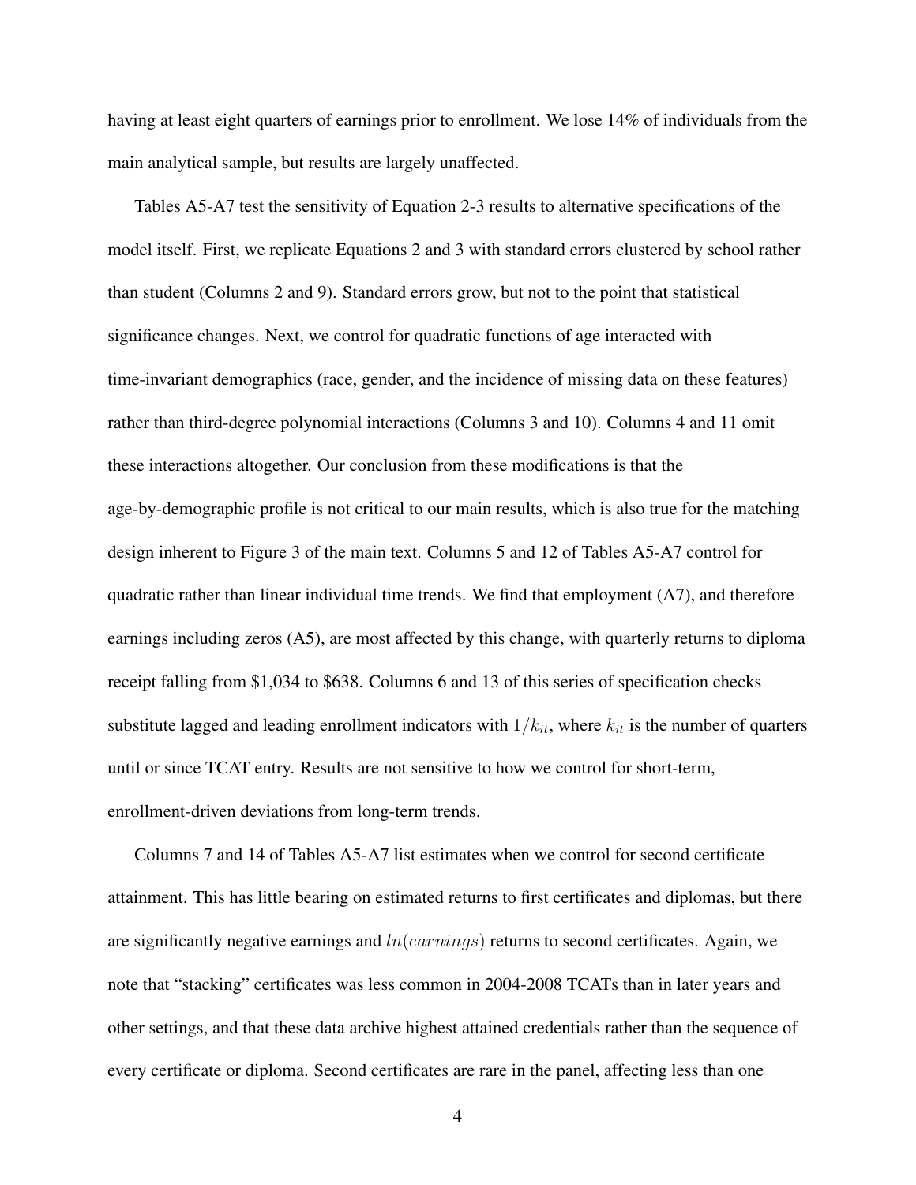having at least eight quarters of earnings prior to enrollment. We lose 14% of individuals from the main analytical sample, but results are largely unaffected.

Tables A5-A7 test the sensitivity of Equation 2-3 results to alternative specifications of the model itself. First, we replicate Equations 2 and 3 with standard errors clustered by school rather than student (Columns 2 and 9). Standard errors grow, but not to the point that statistical significance changes. Next, we control for quadratic functions of age interacted with time-invariant demographics (race, gender, and the incidence of missing data on these features) rather than third-degree polynomial interactions (Columns 3 and 10). Columns 4 and 11 omit these interactions altogether. Our conclusion from these modifications is that the age-by-demographic profile is not critical to our main results, which is also true for the matching design inherent to Figure 3 of the main text. Columns 5 and 12 of Tables A5-A7 control for quadratic rather than linear individual time trends. We find that employment (A7), and therefore earnings including zeros (A5), are most affected by this change, with quarterly returns to diploma receipt falling from $1,034 to $638. Columns 6 and 13 of this series of specification checks substitute lagged and leading enrollment indicators with $1/k_{it}$, where $k_{it}$ is the number of quarters until or since TCAT entry. Results are not sensitive to how we control for short-term, enrollment-driven deviations from long-term trends.

Columns 7 and 14 of Tables A5-A7 list estimates when we control for second certificate attainment. This has little bearing on estimated returns to first certificates and diplomas, but there are significantly negative earnings and $ln(earnings)$ returns to second certificates. Again, we note that "stacking" certificates was less common in 2004-2008 TCATs than in later years and other settings, and that these data archive highest attained credentials rather than the sequence of every certificate or diploma. Second certificates are rare in the panel, affecting less than one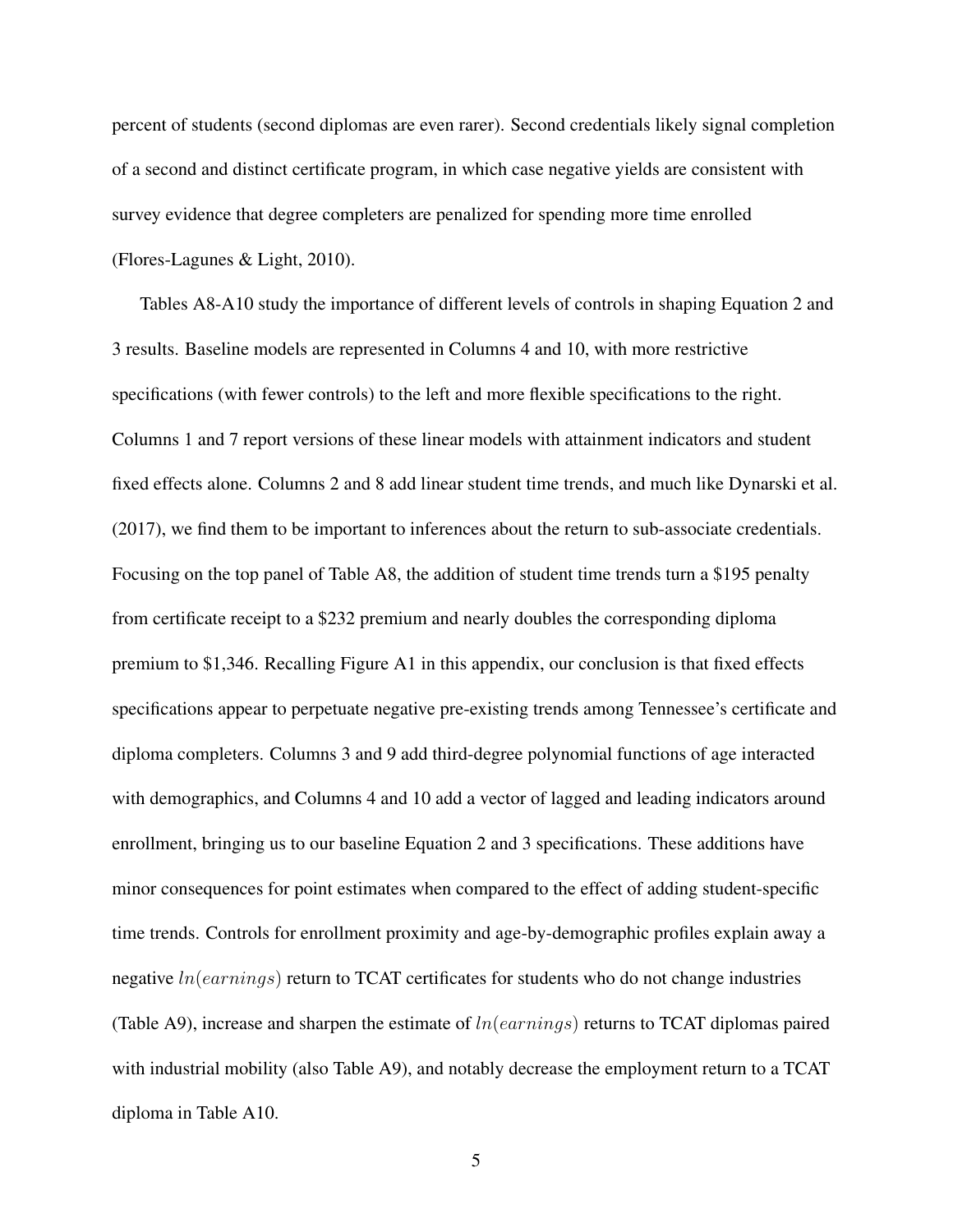percent of students (second diplomas are even rarer). Second credentials likely signal completion of a second and distinct certificate program, in which case negative yields are consistent with survey evidence that degree completers are penalized for spending more time enrolled (Flores-Lagunes & Light, 2010).

Tables A8-A10 study the importance of different levels of controls in shaping Equation 2 and 3 results. Baseline models are represented in Columns 4 and 10, with more restrictive specifications (with fewer controls) to the left and more flexible specifications to the right. Columns 1 and 7 report versions of these linear models with attainment indicators and student fixed effects alone. Columns 2 and 8 add linear student time trends, and much like Dynarski et al. (2017), we find them to be important to inferences about the return to sub-associate credentials. Focusing on the top panel of Table A8, the addition of student time trends turn a $195 penalty from certificate receipt to a $232 premium and nearly doubles the corresponding diploma premium to $1,346. Recalling Figure A1 in this appendix, our conclusion is that fixed effects specifications appear to perpetuate negative pre-existing trends among Tennessee's certificate and diploma completers. Columns 3 and 9 add third-degree polynomial functions of age interacted with demographics, and Columns 4 and 10 add a vector of lagged and leading indicators around enrollment, bringing us to our baseline Equation 2 and 3 specifications. These additions have minor consequences for point estimates when compared to the effect of adding student-specific time trends. Controls for enrollment proximity and age-by-demographic profiles explain away a negative $ln(earnings)$ return to TCAT certificates for students who do not change industries (Table A9), increase and sharpen the estimate of $ln(earnings)$ returns to TCAT diplomas paired with industrial mobility (also Table A9), and notably decrease the employment return to a TCAT diploma in Table A10.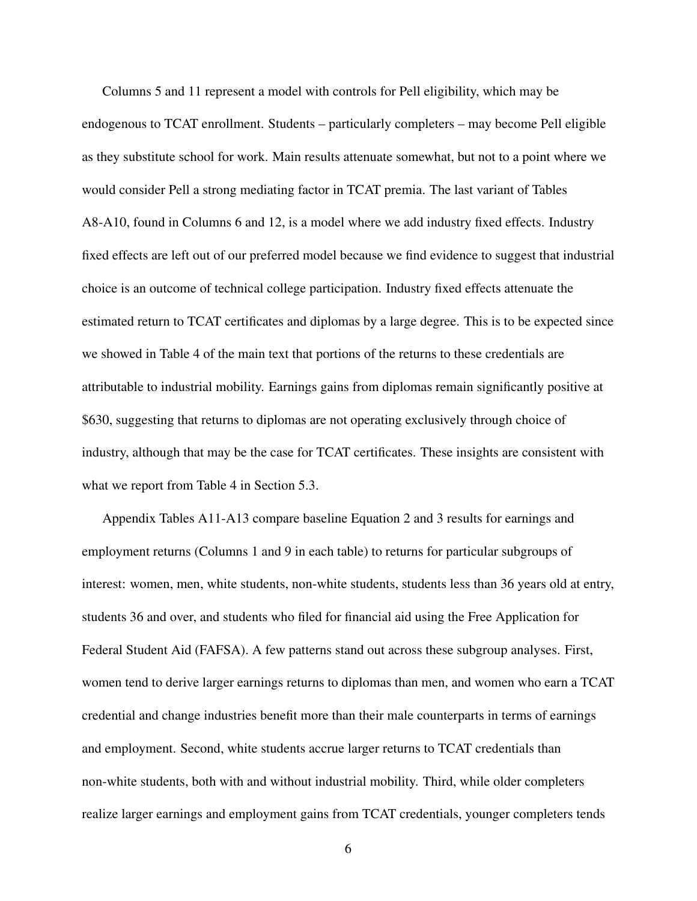Columns 5 and 11 represent a model with controls for Pell eligibility, which may be endogenous to TCAT enrollment. Students – particularly completers – may become Pell eligible as they substitute school for work. Main results attenuate somewhat, but not to a point where we would consider Pell a strong mediating factor in TCAT premia. The last variant of Tables A8-A10, found in Columns 6 and 12, is a model where we add industry fixed effects. Industry fixed effects are left out of our preferred model because we find evidence to suggest that industrial choice is an outcome of technical college participation. Industry fixed effects attenuate the estimated return to TCAT certificates and diplomas by a large degree. This is to be expected since we showed in Table 4 of the main text that portions of the returns to these credentials are attributable to industrial mobility. Earnings gains from diplomas remain significantly positive at $630, suggesting that returns to diplomas are not operating exclusively through choice of industry, although that may be the case for TCAT certificates. These insights are consistent with what we report from Table 4 in Section 5.3.

Appendix Tables A11-A13 compare baseline Equation 2 and 3 results for earnings and employment returns (Columns 1 and 9 in each table) to returns for particular subgroups of interest: women, men, white students, non-white students, students less than 36 years old at entry, students 36 and over, and students who filed for financial aid using the Free Application for Federal Student Aid (FAFSA). A few patterns stand out across these subgroup analyses. First, women tend to derive larger earnings returns to diplomas than men, and women who earn a TCAT credential and change industries benefit more than their male counterparts in terms of earnings and employment. Second, white students accrue larger returns to TCAT credentials than non-white students, both with and without industrial mobility. Third, while older completers realize larger earnings and employment gains from TCAT credentials, younger completers tends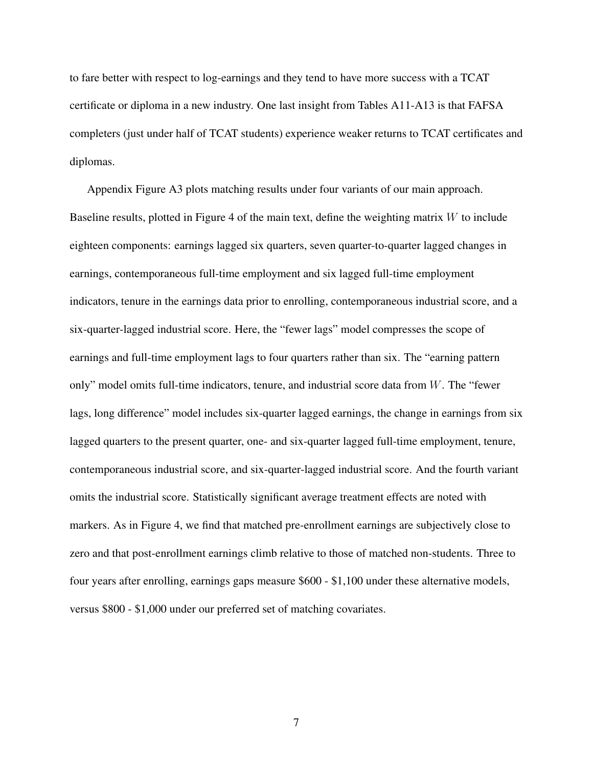to fare better with respect to log-earnings and they tend to have more success with a TCAT certificate or diploma in a new industry. One last insight from Tables A11-A13 is that FAFSA completers (just under half of TCAT students) experience weaker returns to TCAT certificates and diplomas.

Appendix Figure A3 plots matching results under four variants of our main approach. Baseline results, plotted in Figure 4 of the main text, define the weighting matrix $W$ to include eighteen components: earnings lagged six quarters, seven quarter-to-quarter lagged changes in earnings, contemporaneous full-time employment and six lagged full-time employment indicators, tenure in the earnings data prior to enrolling, contemporaneous industrial score, and a six-quarter-lagged industrial score. Here, the "fewer lags" model compresses the scope of earnings and full-time employment lags to four quarters rather than six. The "earning pattern only" model omits full-time indicators, tenure, and industrial score data from $W$. The "fewer lags, long difference" model includes six-quarter lagged earnings, the change in earnings from six lagged quarters to the present quarter, one- and six-quarter lagged full-time employment, tenure, contemporaneous industrial score, and six-quarter-lagged industrial score. And the fourth variant omits the industrial score. Statistically significant average treatment effects are noted with markers. As in Figure 4, we find that matched pre-enrollment earnings are subjectively close to zero and that post-enrollment earnings climb relative to those of matched non-students. Three to four years after enrolling, earnings gaps measure \$600 - \$1,100 under these alternative models, versus \$800 - \$1,000 under our preferred set of matching covariates.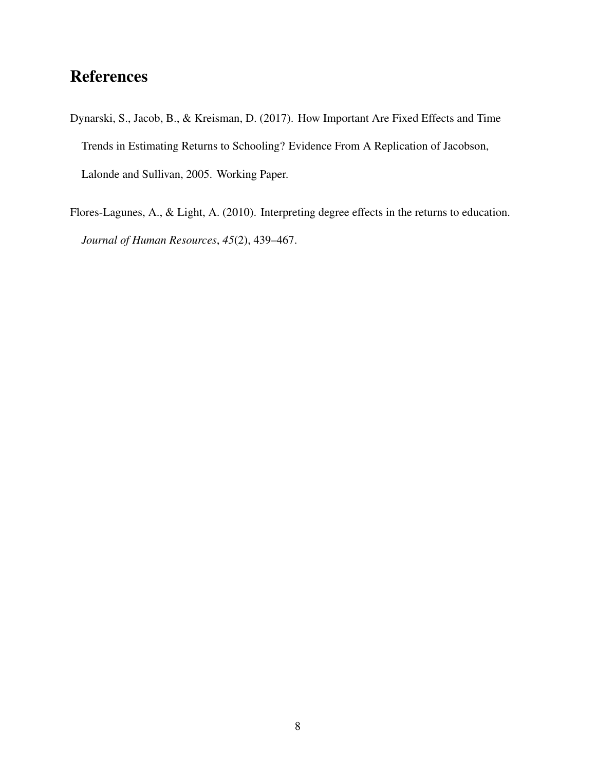# References

Dynarski, S., Jacob, B., & Kreisman, D. (2017). How Important Are Fixed Effects and Time Trends in Estimating Returns to Schooling? Evidence From A Replication of Jacobson, Lalonde and Sullivan, 2005. Working Paper.

Flores-Lagunes, A., & Light, A. (2010). Interpreting degree effects in the returns to education. *Journal of Human Resources*, *45*(2), 439–467.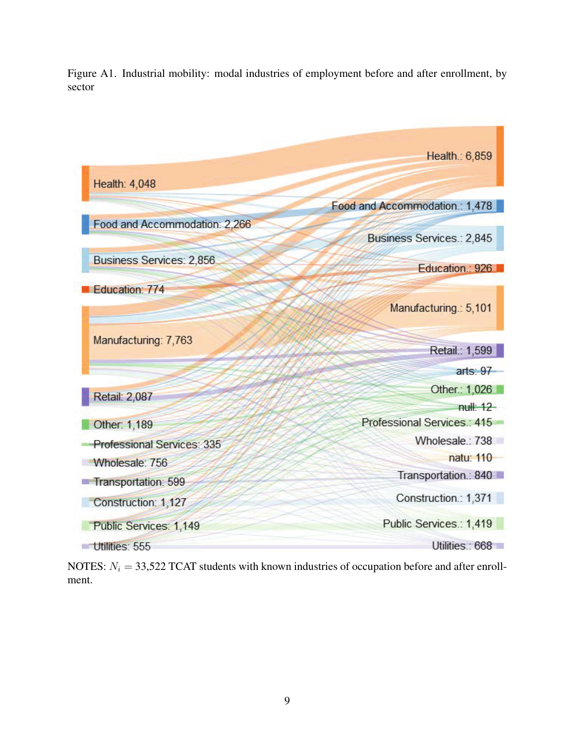Figure A1. Industrial mobility: modal industries of employment before and after enrollment, by sector

Health: 4,048

Food and Accommodation: 2,266

Business Services: 2,856

Education: 774

Manufacturing: 7,763

Retail: 2,087

Other: 1,189

Professional Services: 335

Wholesale: 756

Transportation: 599

Construction: 1,127

Public Services: 1,149

Utilities: 555

Health.: 6,859

Food and Accommodation.: 1,478

Business Services.: 2,845

Education.: 926

Manufacturing.: 5,101

Retail.: 1,599

arts: 97

Other.: 1,026

null: 12

Professional Services.: 415

Wholesale.: 738

natu: 110

Transportation.: 840

Construction.: 1,371

Public Services.: 1,419

Utilities.: 668

NOTES: $N_i$ = 33,522 TCAT students with known industries of occupation before and after enrollment.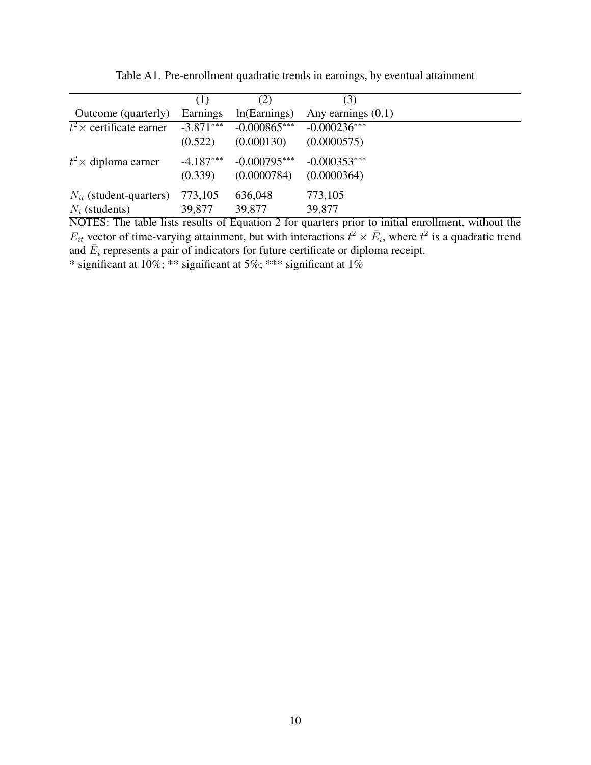Table A1. Pre-enrollment quadratic trends in earnings, by eventual attainment

| | (1) | (2) | (3) |
|---|---|---|---|
| Outcome (quarterly) | Earnings | ln(Earnings) | Any earnings (0,1) |
| $t^2\times$ certificate earner | -3.871*** | -0.000865*** | -0.000236*** |
| | (0.522) | (0.000130) | (0.0000575) |
| $t^2\times$ diploma earner | -4.187*** | -0.000795*** | -0.000353*** |
| | (0.339) | (0.0000784) | (0.0000364) |
| $N_{it}$ (student-quarters) | 773,105 | 636,048 | 773,105 |
| $N_i$ (students) | 39,877 | 39,877 | 39,877 |

NOTES: The table lists results of Equation 2 for quarters prior to initial enrollment, without the $E_{it}$ vector of time-varying attainment, but with interactions $t^2 \times \bar{E}_i$, where $t^2$ is a quadratic trend and $\bar{E}_i$ represents a pair of indicators for future certificate or diploma receipt.

* significant at 10%; ** significant at 5%; *** significant at 1%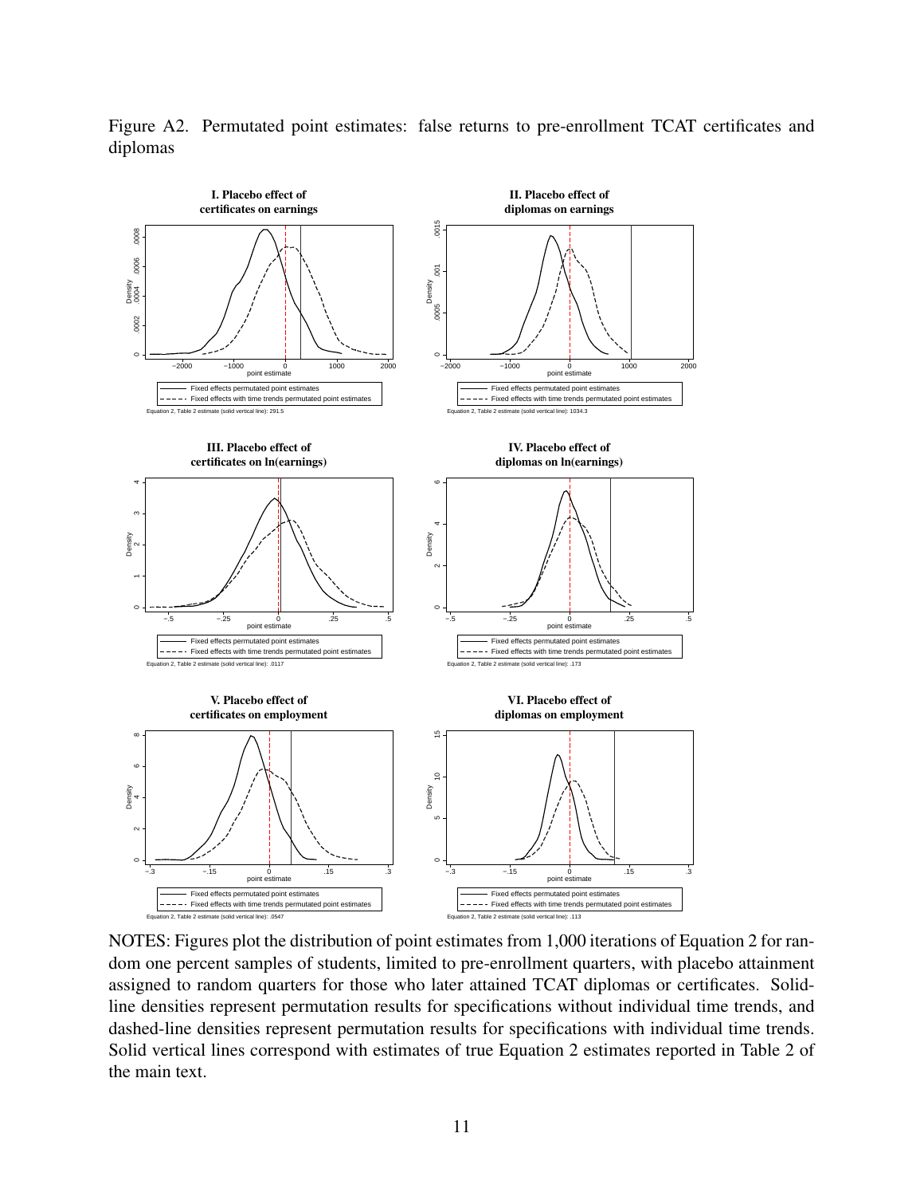Figure A2. Permutated point estimates: false returns to pre-enrollment TCAT certificates and diplomas

**I. Placebo effect of certificates on earnings**

Fixed effects permutated point estimates
Fixed effects with time trends permutated point estimates
Equation 2, Table 2 estimate (solid vertical line): 291.5

**II. Placebo effect of diplomas on earnings**

Fixed effects permutated point estimates
Fixed effects with time trends permutated point estimates
Equation 2, Table 2 estimate (solid vertical line): 1034.3

**III. Placebo effect of certificates on ln(earnings)**

Fixed effects permutated point estimates
Fixed effects with time trends permutated point estimates
Equation 2, Table 2 estimate (solid vertical line): .0117

**IV. Placebo effect of diplomas on ln(earnings)**

Fixed effects permutated point estimates
Fixed effects with time trends permutated point estimates
Equation 2, Table 2 estimate (solid vertical line): .173

**V. Placebo effect of certificates on employment**

Fixed effects permutated point estimates
Fixed effects with time trends permutated point estimates
Equation 2, Table 2 estimate (solid vertical line): .0547

**VI. Placebo effect of diplomas on employment**

Fixed effects permutated point estimates
Fixed effects with time trends permutated point estimates
Equation 2, Table 2 estimate (solid vertical line): .113

NOTES: Figures plot the distribution of point estimates from 1,000 iterations of Equation 2 for random one percent samples of students, limited to pre-enrollment quarters, with placebo attainment assigned to random quarters for those who later attained TCAT diplomas or certificates. Solid-line densities represent permutation results for specifications without individual time trends, and dashed-line densities represent permutation results for specifications with individual time trends. Solid vertical lines correspond with estimates of true Equation 2 estimates reported in Table 2 of the main text.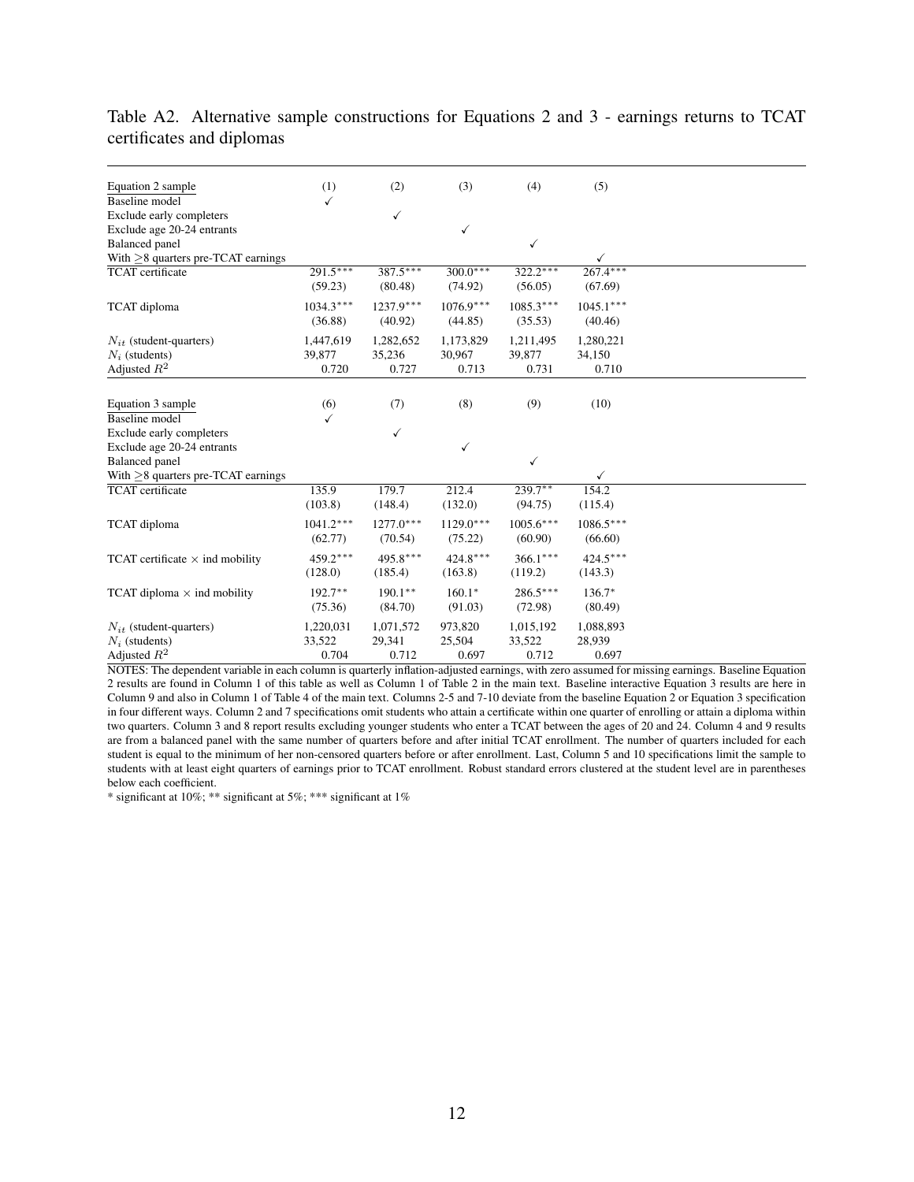Table A2. Alternative sample constructions for Equations 2 and 3 - earnings returns to TCAT certificates and diplomas

| Equation 2 sample | (1) | (2) | (3) | (4) | (5) |
|---|---|---|---|---|---|
| Baseline model | ✓ | | | | |
| Exclude early completers | | ✓ | | | |
| Exclude age 20-24 entrants | | | ✓ | | |
| Balanced panel | | | | ✓ | |
| With ≥8 quarters pre-TCAT earnings | | | | | ✓ |
| TCAT certificate | 291.5*** | 387.5*** | 300.0*** | 322.2*** | 267.4*** |
| | (59.23) | (80.48) | (74.92) | (56.05) | (67.69) |
| TCAT diploma | 1034.3*** | 1237.9*** | 1076.9*** | 1085.3*** | 1045.1*** |
| | (36.88) | (40.92) | (44.85) | (35.53) | (40.46) |
| $N_{it}$ (student-quarters) | 1,447,619 | 1,282,652 | 1,173,829 | 1,211,495 | 1,280,221 |
| $N_i$ (students) | 39,877 | 35,236 | 30,967 | 39,877 | 34,150 |
| Adjusted $R^2$ | 0.720 | 0.727 | 0.713 | 0.731 | 0.710 |

| Equation 3 sample | (6) | (7) | (8) | (9) | (10) |
|---|---|---|---|---|---|
| Baseline model | ✓ | | | | |
| Exclude early completers | | ✓ | | | |
| Exclude age 20-24 entrants | | | ✓ | | |
| Balanced panel | | | | ✓ | |
| With ≥8 quarters pre-TCAT earnings | | | | | ✓ |
| TCAT certificate | 135.9 | 179.7 | 212.4 | 239.7** | 154.2 |
| | (103.8) | (148.4) | (132.0) | (94.75) | (115.4) |
| TCAT diploma | 1041.2*** | 1277.0*** | 1129.0*** | 1005.6*** | 1086.5*** |
| | (62.77) | (70.54) | (75.22) | (60.90) | (66.60) |
| TCAT certificate × ind mobility | 459.2*** | 495.8*** | 424.8*** | 366.1*** | 424.5*** |
| | (128.0) | (185.4) | (163.8) | (119.2) | (143.3) |
| TCAT diploma × ind mobility | 192.7** | 190.1** | 160.1* | 286.5*** | 136.7* |
| | (75.36) | (84.70) | (91.03) | (72.98) | (80.49) |
| $N_{it}$ (student-quarters) | 1,220,031 | 1,071,572 | 973,820 | 1,015,192 | 1,088,893 |
| $N_i$ (students) | 33,522 | 29,341 | 25,504 | 33,522 | 28,939 |
| Adjusted $R^2$ | 0.704 | 0.712 | 0.697 | 0.712 | 0.697 |

NOTES: The dependent variable in each column is quarterly inflation-adjusted earnings, with zero assumed for missing earnings. Baseline Equation 2 results are found in Column 1 of this table as well as Column 1 of Table 2 in the main text. Baseline interactive Equation 3 results are here in Column 9 and also in Column 1 of Table 4 of the main text. Columns 2-5 and 7-10 deviate from the baseline Equation 2 or Equation 3 specification in four different ways. Column 2 and 7 specifications omit students who attain a certificate within one quarter of enrolling or attain a diploma within two quarters. Column 3 and 8 report results excluding younger students who enter a TCAT between the ages of 20 and 24. Column 4 and 9 results are from a balanced panel with the same number of quarters before and after initial TCAT enrollment. The number of quarters included for each student is equal to the minimum of her non-censored quarters before or after enrollment. Last, Column 5 and 10 specifications limit the sample to students with at least eight quarters of earnings prior to TCAT enrollment. Robust standard errors clustered at the student level are in parentheses below each coefficient.

* significant at 10%; ** significant at 5%; *** significant at 1%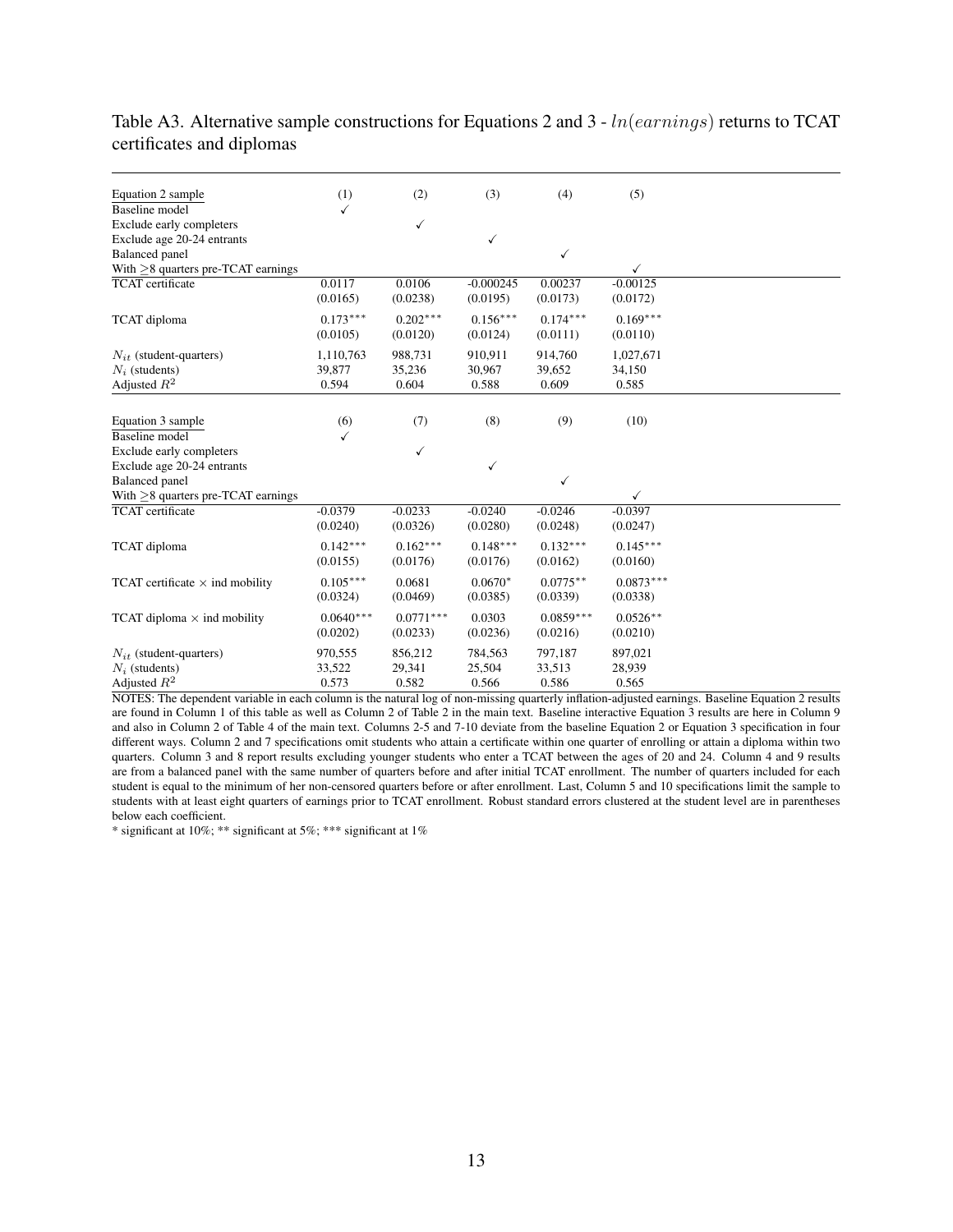Table A3. Alternative sample constructions for Equations 2 and 3 - $ln(earnings)$ returns to TCAT certificates and diplomas

| Equation 2 sample | (1) | (2) | (3) | (4) | (5) |
|---|---|---|---|---|---|
| Baseline model | ✓ | | | | |
| Exclude early completers | | ✓ | | | |
| Exclude age 20-24 entrants | | | ✓ | | |
| Balanced panel | | | | ✓ | |
| With ≥8 quarters pre-TCAT earnings | | | | | ✓ |
| TCAT certificate | 0.0117 | 0.0106 | -0.000245 | 0.00237 | -0.00125 |
| | (0.0165) | (0.0238) | (0.0195) | (0.0173) | (0.0172) |
| TCAT diploma | 0.173*** | 0.202*** | 0.156*** | 0.174*** | 0.169*** |
| | (0.0105) | (0.0120) | (0.0124) | (0.0111) | (0.0110) |
| $N_{it}$ (student-quarters) | 1,110,763 | 988,731 | 910,911 | 914,760 | 1,027,671 |
| $N_i$ (students) | 39,877 | 35,236 | 30,967 | 39,652 | 34,150 |
| Adjusted $R^2$ | 0.594 | 0.604 | 0.588 | 0.609 | 0.585 |

| Equation 3 sample | (6) | (7) | (8) | (9) | (10) |
|---|---|---|---|---|---|
| Baseline model | ✓ | | | | |
| Exclude early completers | | ✓ | | | |
| Exclude age 20-24 entrants | | | ✓ | | |
| Balanced panel | | | | ✓ | |
| With ≥8 quarters pre-TCAT earnings | | | | | ✓ |
| TCAT certificate | -0.0379 | -0.0233 | -0.0240 | -0.0246 | -0.0397 |
| | (0.0240) | (0.0326) | (0.0280) | (0.0248) | (0.0247) |
| TCAT diploma | 0.142*** | 0.162*** | 0.148*** | 0.132*** | 0.145*** |
| | (0.0155) | (0.0176) | (0.0176) | (0.0162) | (0.0160) |
| TCAT certificate × ind mobility | 0.105*** | 0.0681 | 0.0670* | 0.0775** | 0.0873*** |
| | (0.0324) | (0.0469) | (0.0385) | (0.0339) | (0.0338) |
| TCAT diploma × ind mobility | 0.0640*** | 0.0771*** | 0.0303 | 0.0859*** | 0.0526** |
| | (0.0202) | (0.0233) | (0.0236) | (0.0216) | (0.0210) |
| $N_{it}$ (student-quarters) | 970,555 | 856,212 | 784,563 | 797,187 | 897,021 |
| $N_i$ (students) | 33,522 | 29,341 | 25,504 | 33,513 | 28,939 |
| Adjusted $R^2$ | 0.573 | 0.582 | 0.566 | 0.586 | 0.565 |

NOTES: The dependent variable in each column is the natural log of non-missing quarterly inflation-adjusted earnings. Baseline Equation 2 results are found in Column 1 of this table as well as Column 2 of Table 2 in the main text. Baseline interactive Equation 3 results are here in Column 9 and also in Column 2 of Table 4 of the main text. Columns 2-5 and 7-10 deviate from the baseline Equation 2 or Equation 3 specification in four different ways. Column 2 and 7 specifications omit students who attain a certificate within one quarter of enrolling or attain a diploma within two quarters. Column 3 and 8 report results excluding younger students who enter a TCAT between the ages of 20 and 24. Column 4 and 9 results are from a balanced panel with the same number of quarters before and after initial TCAT enrollment. The number of quarters included for each student is equal to the minimum of her non-censored quarters before or after enrollment. Last, Column 5 and 10 specifications limit the sample to students with at least eight quarters of earnings prior to TCAT enrollment. Robust standard errors clustered at the student level are in parentheses below each coefficient.

* significant at 10%; ** significant at 5%; *** significant at 1%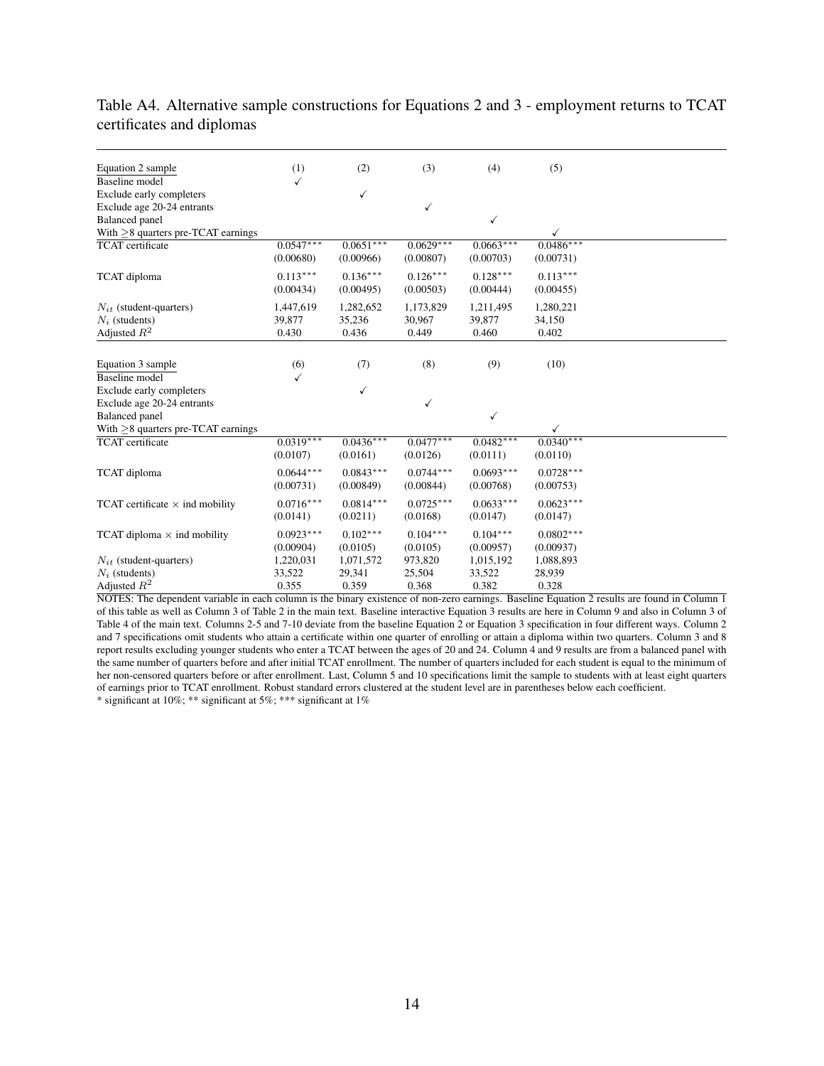Table A4. Alternative sample constructions for Equations 2 and 3 - employment returns to TCAT certificates and diplomas

| Equation 2 sample | (1) | (2) | (3) | (4) | (5) |
|---|---|---|---|---|---|
| Baseline model | ✓ | | | | |
| Exclude early completers | | ✓ | | | |
| Exclude age 20-24 entrants | | | ✓ | | |
| Balanced panel | | | | ✓ | |
| With ≥8 quarters pre-TCAT earnings | | | | | ✓ |
| TCAT certificate | 0.0547*** | 0.0651*** | 0.0629*** | 0.0663*** | 0.0486*** |
| | (0.00680) | (0.00966) | (0.00807) | (0.00703) | (0.00731) |
| TCAT diploma | 0.113*** | 0.136*** | 0.126*** | 0.128*** | 0.113*** |
| | (0.00434) | (0.00495) | (0.00503) | (0.00444) | (0.00455) |
| $N_{it}$ (student-quarters) | 1,447,619 | 1,282,652 | 1,173,829 | 1,211,495 | 1,280,221 |
| $N_i$ (students) | 39,877 | 35,236 | 30,967 | 39,877 | 34,150 |
| Adjusted $R^2$ | 0.430 | 0.436 | 0.449 | 0.460 | 0.402 |

| Equation 3 sample | (6) | (7) | (8) | (9) | (10) |
|---|---|---|---|---|---|
| Baseline model | ✓ | | | | |
| Exclude early completers | | ✓ | | | |
| Exclude age 20-24 entrants | | | ✓ | | |
| Balanced panel | | | | ✓ | |
| With ≥8 quarters pre-TCAT earnings | | | | | ✓ |
| TCAT certificate | 0.0319*** | 0.0436*** | 0.0477*** | 0.0482*** | 0.0340*** |
| | (0.0107) | (0.0161) | (0.0126) | (0.0111) | (0.0110) |
| TCAT diploma | 0.0644*** | 0.0843*** | 0.0744*** | 0.0693*** | 0.0728*** |
| | (0.00731) | (0.00849) | (0.00844) | (0.00768) | (0.00753) |
| TCAT certificate × ind mobility | 0.0716*** | 0.0814*** | 0.0725*** | 0.0633*** | 0.0623*** |
| | (0.0141) | (0.0211) | (0.0168) | (0.0147) | (0.0147) |
| TCAT diploma × ind mobility | 0.0923*** | 0.102*** | 0.104*** | 0.104*** | 0.0802*** |
| | (0.00904) | (0.0105) | (0.0105) | (0.00957) | (0.00937) |
| $N_{it}$ (student-quarters) | 1,220,031 | 1,071,572 | 973,820 | 1,015,192 | 1,088,893 |
| $N_i$ (students) | 33,522 | 29,341 | 25,504 | 33,522 | 28,939 |
| Adjusted $R^2$ | 0.355 | 0.359 | 0.368 | 0.382 | 0.328 |

NOTES: The dependent variable in each column is the binary existence of non-zero earnings. Baseline Equation 2 results are found in Column 1 of this table as well as Column 3 of Table 2 in the main text. Baseline interactive Equation 3 results are here in Column 9 and also in Column 3 of Table 4 of the main text. Columns 2-5 and 7-10 deviate from the baseline Equation 2 or Equation 3 specification in four different ways. Column 2 and 7 specifications omit students who attain a certificate within one quarter of enrolling or attain a diploma within two quarters. Column 3 and 8 report results excluding younger students who enter a TCAT between the ages of 20 and 24. Column 4 and 9 results are from a balanced panel with the same number of quarters before and after initial TCAT enrollment. The number of quarters included for each student is equal to the minimum of her non-censored quarters before or after enrollment. Last, Column 5 and 10 specifications limit the sample to students with at least eight quarters of earnings prior to TCAT enrollment. Robust standard errors clustered at the student level are in parentheses below each coefficient.
* significant at 10%; ** significant at 5%; *** significant at 1%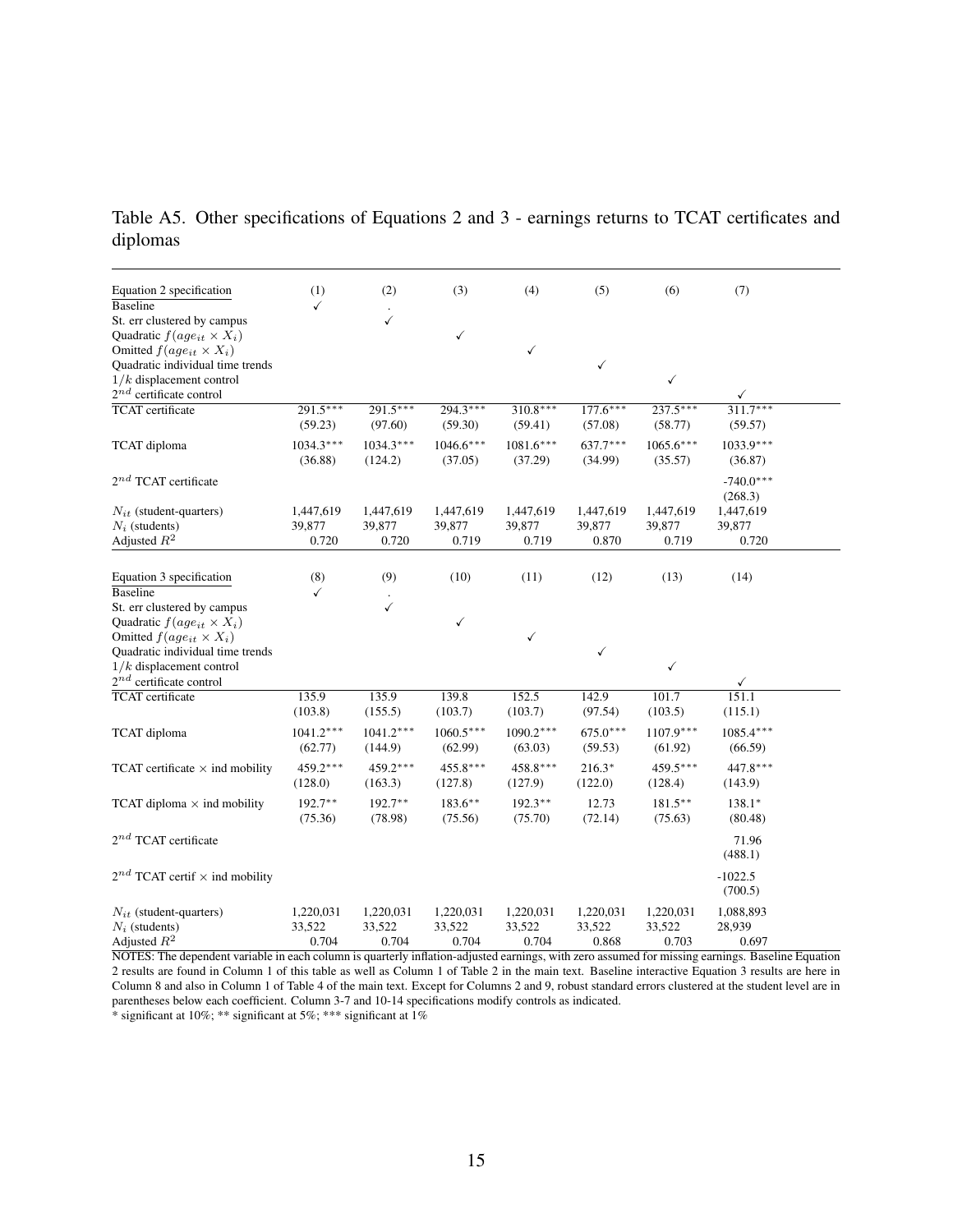Table A5. Other specifications of Equations 2 and 3 - earnings returns to TCAT certificates and diplomas

| Equation 2 specification | (1) | (2) | (3) | (4) | (5) | (6) | (7) |
|---|---|---|---|---|---|---|---|
| Baseline | ✓ | . | | | | | |
| St. err clustered by campus | | ✓ | | | | | |
| Quadratic $f(age_{it} \times X_i)$ | | | ✓ | | | | |
| Omitted $f(age_{it} \times X_i)$ | | | | ✓ | | | |
| Quadratic individual time trends | | | | | ✓ | | |
| $1/k$ displacement control | | | | | | ✓ | |
| $2^{nd}$ certificate control | | | | | | | ✓ |
| TCAT certificate | 291.5*** | 291.5*** | 294.3*** | 310.8*** | 177.6*** | 237.5*** | 311.7*** |
| | (59.23) | (97.60) | (59.30) | (59.41) | (57.08) | (58.77) | (59.57) |
| TCAT diploma | 1034.3*** | 1034.3*** | 1046.6*** | 1081.6*** | 637.7*** | 1065.6*** | 1033.9*** |
| | (36.88) | (124.2) | (37.05) | (37.29) | (34.99) | (35.57) | (36.87) |
| $2^{nd}$ TCAT certificate | | | | | | | -740.0*** |
| | | | | | | | (268.3) |
| $N_{it}$ (student-quarters) | 1,447,619 | 1,447,619 | 1,447,619 | 1,447,619 | 1,447,619 | 1,447,619 | 1,447,619 |
| $N_i$ (students) | 39,877 | 39,877 | 39,877 | 39,877 | 39,877 | 39,877 | 39,877 |
| Adjusted $R^2$ | 0.720 | 0.720 | 0.719 | 0.719 | 0.870 | 0.719 | 0.720 |

| Equation 3 specification | (8) | (9) | (10) | (11) | (12) | (13) | (14) |
|---|---|---|---|---|---|---|---|
| Baseline | ✓ | . | | | | | |
| St. err clustered by campus | | ✓ | | | | | |
| Quadratic $f(age_{it} \times X_i)$ | | | ✓ | | | | |
| Omitted $f(age_{it} \times X_i)$ | | | | ✓ | | | |
| Quadratic individual time trends | | | | | ✓ | | |
| $1/k$ displacement control | | | | | | ✓ | |
| $2^{nd}$ certificate control | | | | | | | ✓ |
| TCAT certificate | 135.9 | 135.9 | 139.8 | 152.5 | 142.9 | 101.7 | 151.1 |
| | (103.8) | (155.5) | (103.7) | (103.7) | (97.54) | (103.5) | (115.1) |
| TCAT diploma | 1041.2*** | 1041.2*** | 1060.5*** | 1090.2*** | 675.0*** | 1107.9*** | 1085.4*** |
| | (62.77) | (144.9) | (62.99) | (63.03) | (59.53) | (61.92) | (66.59) |
| TCAT certificate × ind mobility | 459.2*** | 459.2*** | 455.8*** | 458.8*** | 216.3* | 459.5*** | 447.8*** |
| | (128.0) | (163.3) | (127.8) | (127.9) | (122.0) | (128.4) | (143.9) |
| TCAT diploma × ind mobility | 192.7** | 192.7** | 183.6** | 192.3** | 12.73 | 181.5** | 138.1* |
| | (75.36) | (78.98) | (75.56) | (75.70) | (72.14) | (75.63) | (80.48) |
| $2^{nd}$ TCAT certificate | | | | | | | 71.96 |
| | | | | | | | (488.1) |
| $2^{nd}$ TCAT certif × ind mobility | | | | | | | -1022.5 |
| | | | | | | | (700.5) |
| $N_{it}$ (student-quarters) | 1,220,031 | 1,220,031 | 1,220,031 | 1,220,031 | 1,220,031 | 1,220,031 | 1,088,893 |
| $N_i$ (students) | 33,522 | 33,522 | 33,522 | 33,522 | 33,522 | 33,522 | 28,939 |
| Adjusted $R^2$ | 0.704 | 0.704 | 0.704 | 0.704 | 0.868 | 0.703 | 0.697 |

NOTES: The dependent variable in each column is quarterly inflation-adjusted earnings, with zero assumed for missing earnings. Baseline Equation 2 results are found in Column 1 of this table as well as Column 1 of Table 2 in the main text. Baseline interactive Equation 3 results are here in Column 8 and also in Column 1 of Table 4 of the main text. Except for Columns 2 and 9, robust standard errors clustered at the student level are in parentheses below each coefficient. Column 3-7 and 10-14 specifications modify controls as indicated.

* significant at 10%; ** significant at 5%; *** significant at 1%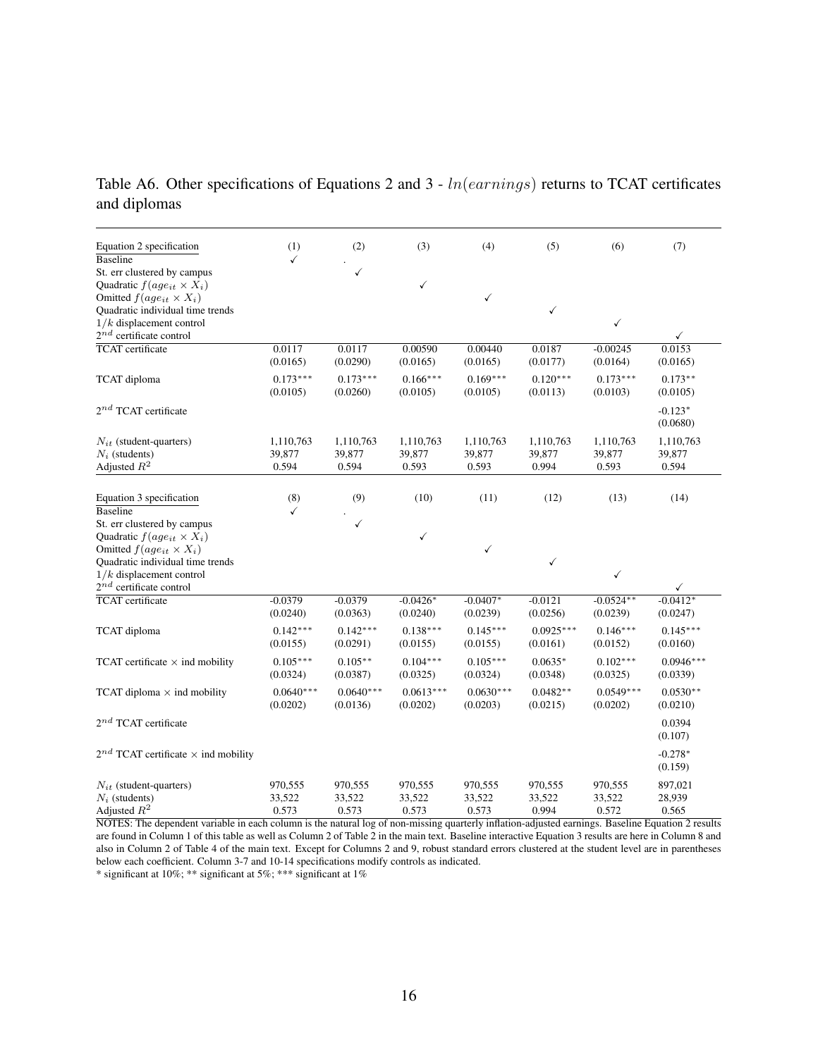# Table A6. Other specifications of Equations 2 and 3 - $ln(earnings)$ returns to TCAT certificates and diplomas

| Equation 2 specification | (1) | (2) | (3) | (4) | (5) | (6) | (7) |
|---|---|---|---|---|---|---|---|
| Baseline | ✓ | . | | | | | |
| St. err clustered by campus | | ✓ | | | | | |
| Quadratic $f(age_{it} \times X_i)$ | | | ✓ | | | | |
| Omitted $f(age_{it} \times X_i)$ | | | | ✓ | | | |
| Quadratic individual time trends | | | | | ✓ | | |
| $1/k$ displacement control | | | | | | ✓ | |
| $2^{nd}$ certificate control | | | | | | | ✓ |
| TCAT certificate | 0.0117 | 0.0117 | 0.00590 | 0.00440 | 0.0187 | -0.00245 | 0.0153 |
| | (0.0165) | (0.0290) | (0.0165) | (0.0165) | (0.0177) | (0.0164) | (0.0165) |
| TCAT diploma | 0.173*** | 0.173*** | 0.166*** | 0.169*** | 0.120*** | 0.173*** | 0.173** |
| | (0.0105) | (0.0260) | (0.0105) | (0.0105) | (0.0113) | (0.0103) | (0.0105) |
| $2^{nd}$ TCAT certificate | | | | | | | -0.123* |
| | | | | | | | (0.0680) |
| $N_{it}$ (student-quarters) | 1,110,763 | 1,110,763 | 1,110,763 | 1,110,763 | 1,110,763 | 1,110,763 | 1,110,763 |
| $N_i$ (students) | 39,877 | 39,877 | 39,877 | 39,877 | 39,877 | 39,877 | 39,877 |
| Adjusted $R^2$ | 0.594 | 0.594 | 0.593 | 0.593 | 0.994 | 0.593 | 0.594 |

| Equation 3 specification | (8) | (9) | (10) | (11) | (12) | (13) | (14) |
|---|---|---|---|---|---|---|---|
| Baseline | ✓ | . | | | | | |
| St. err clustered by campus | | ✓ | | | | | |
| Quadratic $f(age_{it} \times X_i)$ | | | ✓ | | | | |
| Omitted $f(age_{it} \times X_i)$ | | | | ✓ | | | |
| Quadratic individual time trends | | | | | ✓ | | |
| $1/k$ displacement control | | | | | | ✓ | |
| $2^{nd}$ certificate control | | | | | | | ✓ |
| TCAT certificate | -0.0379 | -0.0379 | -0.0426* | -0.0407* | -0.0121 | -0.0524** | -0.0412* |
| | (0.0240) | (0.0363) | (0.0240) | (0.0239) | (0.0256) | (0.0239) | (0.0247) |
| TCAT diploma | 0.142*** | 0.142*** | 0.138*** | 0.145*** | 0.0925*** | 0.146*** | 0.145*** |
| | (0.0155) | (0.0291) | (0.0155) | (0.0155) | (0.0161) | (0.0152) | (0.0160) |
| TCAT certificate × ind mobility | 0.105*** | 0.105** | 0.104*** | 0.105*** | 0.0635* | 0.102*** | 0.0946*** |
| | (0.0324) | (0.0387) | (0.0325) | (0.0324) | (0.0348) | (0.0325) | (0.0339) |
| TCAT diploma × ind mobility | 0.0640*** | 0.0640*** | 0.0613*** | 0.0630*** | 0.0482** | 0.0549*** | 0.0530** |
| | (0.0202) | (0.0136) | (0.0202) | (0.0203) | (0.0215) | (0.0202) | (0.0210) |
| $2^{nd}$ TCAT certificate | | | | | | | 0.0394 |
| | | | | | | | (0.107) |
| $2^{nd}$ TCAT certificate × ind mobility | | | | | | | -0.278* |
| | | | | | | | (0.159) |
| $N_{it}$ (student-quarters) | 970,555 | 970,555 | 970,555 | 970,555 | 970,555 | 970,555 | 897,021 |
| $N_i$ (students) | 33,522 | 33,522 | 33,522 | 33,522 | 33,522 | 33,522 | 28,939 |
| Adjusted $R^2$ | 0.573 | 0.573 | 0.573 | 0.573 | 0.994 | 0.572 | 0.565 |

NOTES: The dependent variable in each column is the natural log of non-missing quarterly inflation-adjusted earnings. Baseline Equation 2 results are found in Column 1 of this table as well as Column 2 of Table 2 in the main text. Baseline interactive Equation 3 results are here in Column 8 and also in Column 2 of Table 4 of the main text. Except for Columns 2 and 9, robust standard errors clustered at the student level are in parentheses below each coefficient. Column 3-7 and 10-14 specifications modify controls as indicated.

\* significant at 10%; ** significant at 5%; *** significant at 1%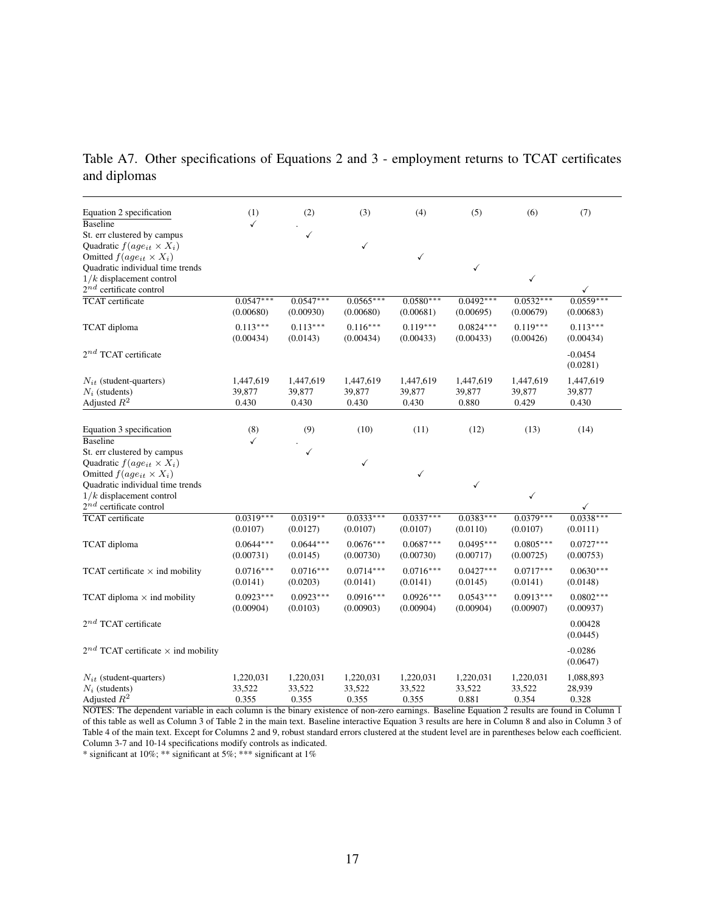Table A7. Other specifications of Equations 2 and 3 - employment returns to TCAT certificates and diplomas

| Equation 2 specification | (1) | (2) | (3) | (4) | (5) | (6) | (7) |
|---|---|---|---|---|---|---|---|
| Baseline | ✓ | . | | | | | |
| St. err clustered by campus | | ✓ | | | | | |
| Quadratic $f(age_{it} \times X_i)$ | | | ✓ | | | | |
| Omitted $f(age_{it} \times X_i)$ | | | | ✓ | | | |
| Quadratic individual time trends | | | | | ✓ | | |
| $1/k$ displacement control | | | | | | ✓ | |
| $2^{nd}$ certificate control | | | | | | | ✓ |
| TCAT certificate | 0.0547*** | 0.0547*** | 0.0565*** | 0.0580*** | 0.0492*** | 0.0532*** | 0.0559*** |
| | (0.00680) | (0.00930) | (0.00680) | (0.00681) | (0.00695) | (0.00679) | (0.00683) |
| TCAT diploma | 0.113*** | 0.113*** | 0.116*** | 0.119*** | 0.0824*** | 0.119*** | 0.113*** |
| | (0.00434) | (0.0143) | (0.00434) | (0.00433) | (0.00433) | (0.00426) | (0.00434) |
| $2^{nd}$ TCAT certificate | | | | | | | -0.0454 |
| | | | | | | | (0.0281) |
| $N_{it}$ (student-quarters) | 1,447,619 | 1,447,619 | 1,447,619 | 1,447,619 | 1,447,619 | 1,447,619 | 1,447,619 |
| $N_i$ (students) | 39,877 | 39,877 | 39,877 | 39,877 | 39,877 | 39,877 | 39,877 |
| Adjusted $R^2$ | 0.430 | 0.430 | 0.430 | 0.430 | 0.880 | 0.429 | 0.430 |

| Equation 3 specification | (8) | (9) | (10) | (11) | (12) | (13) | (14) |
|---|---|---|---|---|---|---|---|
| Baseline | ✓ | . | | | | | |
| St. err clustered by campus | | ✓ | | | | | |
| Quadratic $f(age_{it} \times X_i)$ | | | ✓ | | | | |
| Omitted $f(age_{it} \times X_i)$ | | | | ✓ | | | |
| Quadratic individual time trends | | | | | ✓ | | |
| $1/k$ displacement control | | | | | | ✓ | |
| $2^{nd}$ certificate control | | | | | | | ✓ |
| TCAT certificate | 0.0319*** | 0.0319** | 0.0333*** | 0.0337*** | 0.0383*** | 0.0379*** | 0.0338*** |
| | (0.0107) | (0.0127) | (0.0107) | (0.0107) | (0.0110) | (0.0107) | (0.0111) |
| TCAT diploma | 0.0644*** | 0.0644*** | 0.0676*** | 0.0687*** | 0.0495*** | 0.0805*** | 0.0727*** |
| | (0.00731) | (0.0145) | (0.00730) | (0.00730) | (0.00717) | (0.00725) | (0.00753) |
| TCAT certificate × ind mobility | 0.0716*** | 0.0716*** | 0.0714*** | 0.0716*** | 0.0427*** | 0.0717*** | 0.0630*** |
| | (0.0141) | (0.0203) | (0.0141) | (0.0141) | (0.0145) | (0.0141) | (0.0148) |
| TCAT diploma × ind mobility | 0.0923*** | 0.0923*** | 0.0916*** | 0.0926*** | 0.0543*** | 0.0913*** | 0.0802*** |
| | (0.00904) | (0.0103) | (0.00903) | (0.00904) | (0.00904) | (0.00907) | (0.00937) |
| $2^{nd}$ TCAT certificate | | | | | | | 0.00428 |
| | | | | | | | (0.0445) |
| $2^{nd}$ TCAT certificate × ind mobility | | | | | | | -0.0286 |
| | | | | | | | (0.0647) |
| $N_{it}$ (student-quarters) | 1,220,031 | 1,220,031 | 1,220,031 | 1,220,031 | 1,220,031 | 1,220,031 | 1,088,893 |
| $N_i$ (students) | 33,522 | 33,522 | 33,522 | 33,522 | 33,522 | 33,522 | 28,939 |
| Adjusted $R^2$ | 0.355 | 0.355 | 0.355 | 0.355 | 0.881 | 0.354 | 0.328 |

NOTES: The dependent variable in each column is the binary existence of non-zero earnings. Baseline Equation 2 results are found in Column 1 of this table as well as Column 3 of Table 2 in the main text. Baseline interactive Equation 3 results are here in Column 8 and also in Column 3 of Table 4 of the main text. Except for Columns 2 and 9, robust standard errors clustered at the student level are in parentheses below each coefficient. Column 3-7 and 10-14 specifications modify controls as indicated.

* significant at 10%; ** significant at 5%; *** significant at 1%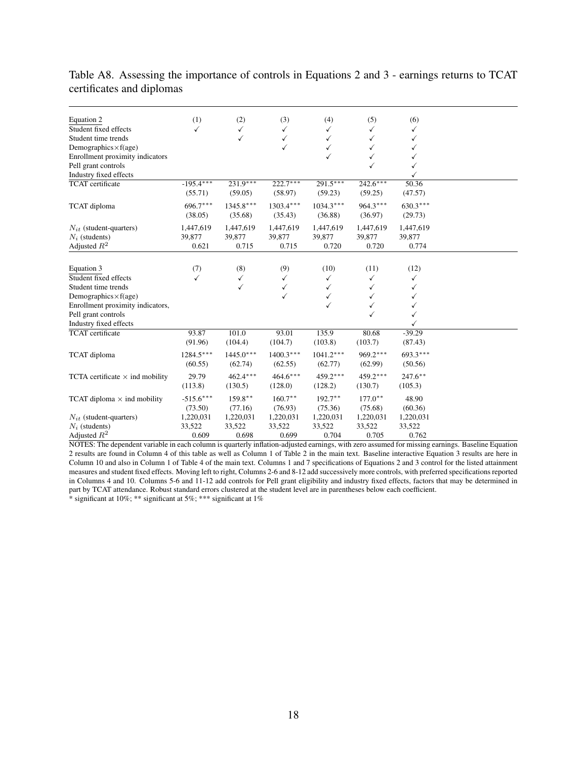Table A8. Assessing the importance of controls in Equations 2 and 3 - earnings returns to TCAT certificates and diplomas

| Equation 2 | (1) | (2) | (3) | (4) | (5) | (6) |
|---|---|---|---|---|---|---|
| Student fixed effects | ✓ | ✓ | ✓ | ✓ | ✓ | ✓ |
| Student time trends | | ✓ | ✓ | ✓ | ✓ | ✓ |
| Demographics×f(age) | | | ✓ | ✓ | ✓ | ✓ |
| Enrollment proximity indicators | | | | ✓ | ✓ | ✓ |
| Pell grant controls | | | | | ✓ | ✓ |
| Industry fixed effects | | | | | | ✓ |
| TCAT certificate | -195.4*** | 231.9*** | 222.7*** | 291.5*** | 242.6*** | 50.36 |
| | (55.71) | (59.05) | (58.97) | (59.23) | (59.25) | (47.57) |
| TCAT diploma | 696.7*** | 1345.8*** | 1303.4*** | 1034.3*** | 964.3*** | 630.3*** |
| | (38.05) | (35.68) | (35.43) | (36.88) | (36.97) | (29.73) |
| $N_{it}$ (student-quarters) | 1,447,619 | 1,447,619 | 1,447,619 | 1,447,619 | 1,447,619 | 1,447,619 |
| $N_i$ (students) | 39,877 | 39,877 | 39,877 | 39,877 | 39,877 | 39,877 |
| Adjusted $R^2$ | 0.621 | 0.715 | 0.715 | 0.720 | 0.720 | 0.774 |
| **Equation 3** | **(7)** | **(8)** | **(9)** | **(10)** | **(11)** | **(12)** |
| Student fixed effects | ✓ | ✓ | ✓ | ✓ | ✓ | ✓ |
| Student time trends | | ✓ | ✓ | ✓ | ✓ | ✓ |
| Demographics×f(age) | | | ✓ | ✓ | ✓ | ✓ |
| Enrollment proximity indicators, | | | | ✓ | ✓ | ✓ |
| Pell grant controls | | | | | ✓ | ✓ |
| Industry fixed effects | | | | | | ✓ |
| TCAT certificate | 93.87 | 101.0 | 93.01 | 135.9 | 80.68 | -39.29 |
| | (91.96) | (104.4) | (104.7) | (103.8) | (103.7) | (87.43) |
| TCAT diploma | 1284.5*** | 1445.0*** | 1400.3*** | 1041.2*** | 969.2*** | 693.3*** |
| | (60.55) | (62.74) | (62.55) | (62.77) | (62.99) | (50.56) |
| TCTA certificate × ind mobility | 29.79 | 462.4*** | 464.6*** | 459.2*** | 459.2*** | 247.6** |
| | (113.8) | (130.5) | (128.0) | (128.2) | (130.7) | (105.3) |
| TCAT diploma × ind mobility | -515.6*** | 159.8** | 160.7** | 192.7** | 177.0** | 48.90 |
| | (73.50) | (77.16) | (76.93) | (75.36) | (75.68) | (60.36) |
| $N_{it}$ (student-quarters) | 1,220,031 | 1,220,031 | 1,220,031 | 1,220,031 | 1,220,031 | 1,220,031 |
| $N_i$ (students) | 33,522 | 33,522 | 33,522 | 33,522 | 33,522 | 33,522 |
| Adjusted $R^2$ | 0.609 | 0.698 | 0.699 | 0.704 | 0.705 | 0.762 |

NOTES: The dependent variable in each column is quarterly inflation-adjusted earnings, with zero assumed for missing earnings. Baseline Equation 2 results are found in Column 4 of this table as well as Column 1 of Table 2 in the main text. Baseline interactive Equation 3 results are here in Column 10 and also in Column 1 of Table 4 of the main text. Columns 1 and 7 specifications of Equations 2 and 3 control for the listed attainment measures and student fixed effects. Moving left to right, Columns 2-6 and 8-12 add successively more controls, with preferred specifications reported in Columns 4 and 10. Columns 5-6 and 11-12 add controls for Pell grant eligibility and industry fixed effects, factors that may be determined in part by TCAT attendance. Robust standard errors clustered at the student level are in parentheses below each coefficient.
* significant at 10%; ** significant at 5%; *** significant at 1%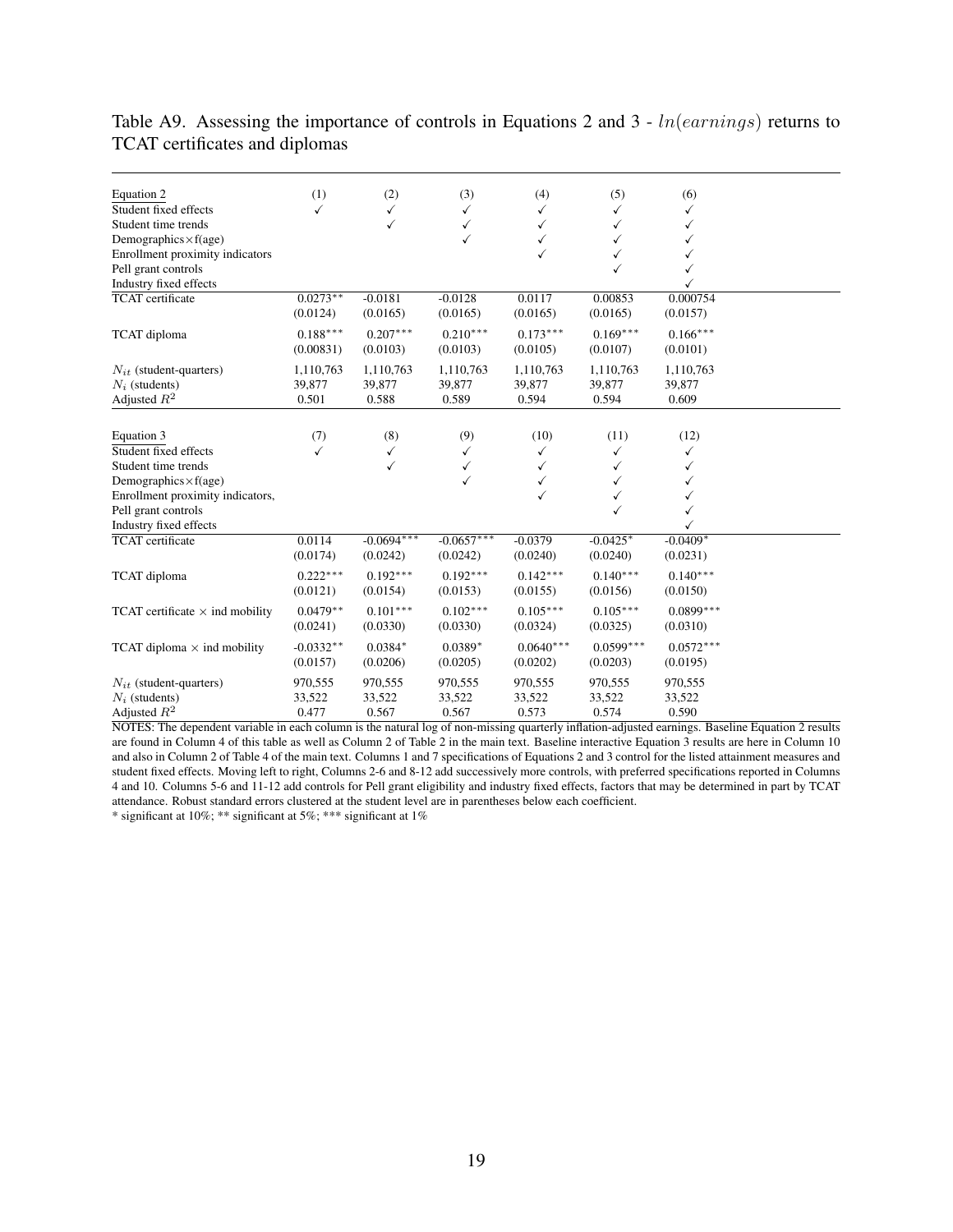Table A9. Assessing the importance of controls in Equations 2 and 3 - $ln(earnings)$ returns to TCAT certificates and diplomas

| Equation 2 | (1) | (2) | (3) | (4) | (5) | (6) |
|---|---|---|---|---|---|---|
| Student fixed effects | ✓ | ✓ | ✓ | ✓ | ✓ | ✓ |
| Student time trends | | ✓ | ✓ | ✓ | ✓ | ✓ |
| Demographics×f(age) | | | ✓ | ✓ | ✓ | ✓ |
| Enrollment proximity indicators | | | | ✓ | ✓ | ✓ |
| Pell grant controls | | | | | ✓ | ✓ |
| Industry fixed effects | | | | | | ✓ |
| TCAT certificate | 0.0273** | -0.0181 | -0.0128 | 0.0117 | 0.00853 | 0.000754 |
| | (0.0124) | (0.0165) | (0.0165) | (0.0165) | (0.0165) | (0.0157) |
| TCAT diploma | 0.188*** | 0.207*** | 0.210*** | 0.173*** | 0.169*** | 0.166*** |
| | (0.00831) | (0.0103) | (0.0103) | (0.0105) | (0.0107) | (0.0101) |
| $N_{it}$ (student-quarters) | 1,110,763 | 1,110,763 | 1,110,763 | 1,110,763 | 1,110,763 | 1,110,763 |
| $N_i$ (students) | 39,877 | 39,877 | 39,877 | 39,877 | 39,877 | 39,877 |
| Adjusted $R^2$ | 0.501 | 0.588 | 0.589 | 0.594 | 0.594 | 0.609 |
| **Equation 3** | **(7)** | **(8)** | **(9)** | **(10)** | **(11)** | **(12)** |
| Student fixed effects | ✓ | ✓ | ✓ | ✓ | ✓ | ✓ |
| Student time trends | | ✓ | ✓ | ✓ | ✓ | ✓ |
| Demographics×f(age) | | | ✓ | ✓ | ✓ | ✓ |
| Enrollment proximity indicators, | | | | ✓ | ✓ | ✓ |
| Pell grant controls | | | | | ✓ | ✓ |
| Industry fixed effects | | | | | | ✓ |
| TCAT certificate | 0.0114 | -0.0694*** | -0.0657*** | -0.0379 | -0.0425* | -0.0409* |
| | (0.0174) | (0.0242) | (0.0242) | (0.0240) | (0.0240) | (0.0231) |
| TCAT diploma | 0.222*** | 0.192*** | 0.192*** | 0.142*** | 0.140*** | 0.140*** |
| | (0.0121) | (0.0154) | (0.0153) | (0.0155) | (0.0156) | (0.0150) |
| TCAT certificate × ind mobility | 0.0479** | 0.101*** | 0.102*** | 0.105*** | 0.105*** | 0.0899*** |
| | (0.0241) | (0.0330) | (0.0330) | (0.0324) | (0.0325) | (0.0310) |
| TCAT diploma × ind mobility | -0.0332** | 0.0384* | 0.0389* | 0.0640*** | 0.0599*** | 0.0572*** |
| | (0.0157) | (0.0206) | (0.0205) | (0.0202) | (0.0203) | (0.0195) |
| $N_{it}$ (student-quarters) | 970,555 | 970,555 | 970,555 | 970,555 | 970,555 | 970,555 |
| $N_i$ (students) | 33,522 | 33,522 | 33,522 | 33,522 | 33,522 | 33,522 |
| Adjusted $R^2$ | 0.477 | 0.567 | 0.567 | 0.573 | 0.574 | 0.590 |

NOTES: The dependent variable in each column is the natural log of non-missing quarterly inflation-adjusted earnings. Baseline Equation 2 results are found in Column 4 of this table as well as Column 2 of Table 2 in the main text. Baseline interactive Equation 3 results are here in Column 10 and also in Column 2 of Table 4 of the main text. Columns 1 and 7 specifications of Equations 2 and 3 control for the listed attainment measures and student fixed effects. Moving left to right, Columns 2-6 and 8-12 add successively more controls, with preferred specifications reported in Columns 4 and 10. Columns 5-6 and 11-12 add controls for Pell grant eligibility and industry fixed effects, factors that may be determined in part by TCAT attendance. Robust standard errors clustered at the student level are in parentheses below each coefficient.

* significant at 10%; ** significant at 5%; *** significant at 1%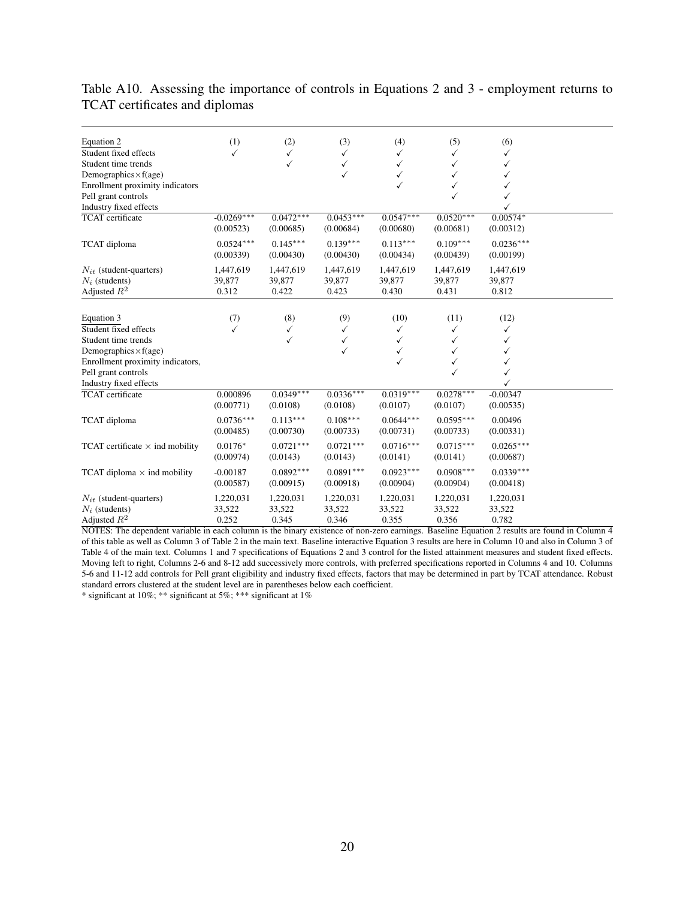Table A10. Assessing the importance of controls in Equations 2 and 3 - employment returns to TCAT certificates and diplomas

| Equation 2 | (1) | (2) | (3) | (4) | (5) | (6) |
|---|---|---|---|---|---|---|
| Student fixed effects | ✓ | ✓ | ✓ | ✓ | ✓ | ✓ |
| Student time trends | | ✓ | ✓ | ✓ | ✓ | ✓ |
| Demographics×f(age) | | | ✓ | ✓ | ✓ | ✓ |
| Enrollment proximity indicators | | | | ✓ | ✓ | ✓ |
| Pell grant controls | | | | | ✓ | ✓ |
| Industry fixed effects | | | | | | ✓ |
| TCAT certificate | -0.0269*** | 0.0472*** | 0.0453*** | 0.0547*** | 0.0520*** | 0.00574* |
| | (0.00523) | (0.00685) | (0.00684) | (0.00680) | (0.00681) | (0.00312) |
| TCAT diploma | 0.0524*** | 0.145*** | 0.139*** | 0.113*** | 0.109*** | 0.0236*** |
| | (0.00339) | (0.00430) | (0.00430) | (0.00434) | (0.00439) | (0.00199) |
| $N_{it}$ (student-quarters) | 1,447,619 | 1,447,619 | 1,447,619 | 1,447,619 | 1,447,619 | 1,447,619 |
| $N_i$ (students) | 39,877 | 39,877 | 39,877 | 39,877 | 39,877 | 39,877 |
| Adjusted $R^2$ | 0.312 | 0.422 | 0.423 | 0.430 | 0.431 | 0.812 |

| Equation 3 | (7) | (8) | (9) | (10) | (11) | (12) |
|---|---|---|---|---|---|---|
| Student fixed effects | ✓ | ✓ | ✓ | ✓ | ✓ | ✓ |
| Student time trends | | ✓ | ✓ | ✓ | ✓ | ✓ |
| Demographics×f(age) | | | ✓ | ✓ | ✓ | ✓ |
| Enrollment proximity indicators, | | | | ✓ | ✓ | ✓ |
| Pell grant controls | | | | | ✓ | ✓ |
| Industry fixed effects | | | | | | ✓ |
| TCAT certificate | 0.000896 | 0.0349*** | 0.0336*** | 0.0319*** | 0.0278*** | -0.00347 |
| | (0.00771) | (0.0108) | (0.0108) | (0.0107) | (0.0107) | (0.00535) |
| TCAT diploma | 0.0736*** | 0.113*** | 0.108*** | 0.0644*** | 0.0595*** | 0.00496 |
| | (0.00485) | (0.00730) | (0.00733) | (0.00731) | (0.00733) | (0.00331) |
| TCAT certificate × ind mobility | 0.0176* | 0.0721*** | 0.0721*** | 0.0716*** | 0.0715*** | 0.0265*** |
| | (0.00974) | (0.0143) | (0.0143) | (0.0141) | (0.0141) | (0.00687) |
| TCAT diploma × ind mobility | -0.00187 | 0.0892*** | 0.0891*** | 0.0923*** | 0.0908*** | 0.0339*** |
| | (0.00587) | (0.00915) | (0.00918) | (0.00904) | (0.00904) | (0.00418) |
| $N_{it}$ (student-quarters) | 1,220,031 | 1,220,031 | 1,220,031 | 1,220,031 | 1,220,031 | 1,220,031 |
| $N_i$ (students) | 33,522 | 33,522 | 33,522 | 33,522 | 33,522 | 33,522 |
| Adjusted $R^2$ | 0.252 | 0.345 | 0.346 | 0.355 | 0.356 | 0.782 |

NOTES: The dependent variable in each column is the binary existence of non-zero earnings. Baseline Equation 2 results are found in Column 4 of this table as well as Column 3 of Table 2 in the main text. Baseline interactive Equation 3 results are here in Column 10 and also in Column 3 of Table 4 of the main text. Columns 1 and 7 specifications of Equations 2 and 3 control for the listed attainment measures and student fixed effects. Moving left to right, Columns 2-6 and 8-12 add successively more controls, with preferred specifications reported in Columns 4 and 10. Columns 5-6 and 11-12 add controls for Pell grant eligibility and industry fixed effects, factors that may be determined in part by TCAT attendance. Robust standard errors clustered at the student level are in parentheses below each coefficient.

\* significant at 10%; ** significant at 5%; *** significant at 1%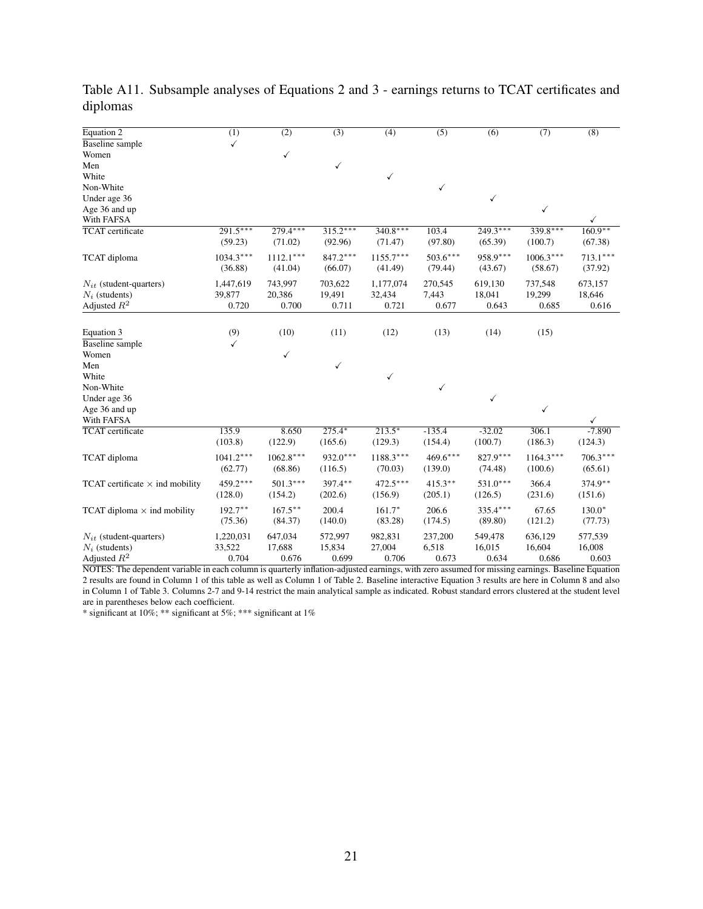Table A11. Subsample analyses of Equations 2 and 3 - earnings returns to TCAT certificates and diplomas

| Equation 2 | (1) | (2) | (3) | (4) | (5) | (6) | (7) | (8) |
|---|---|---|---|---|---|---|---|---|
| Baseline sample | ✓ | | | | | | | |
| Women | | ✓ | | | | | | |
| Men | | | ✓ | | | | | |
| White | | | | ✓ | | | | |
| Non-White | | | | | ✓ | | | |
| Under age 36 | | | | | | ✓ | | |
| Age 36 and up | | | | | | | ✓ | |
| With FAFSA | | | | | | | | ✓ |
| TCAT certificate | 291.5*** | 279.4*** | 315.2*** | 340.8*** | 103.4 | 249.3*** | 339.8*** | 160.9** |
| | (59.23) | (71.02) | (92.96) | (71.47) | (97.80) | (65.39) | (100.7) | (67.38) |
| TCAT diploma | 1034.3*** | 1112.1*** | 847.2*** | 1155.7*** | 503.6*** | 958.9*** | 1006.3*** | 713.1*** |
| | (36.88) | (41.04) | (66.07) | (41.49) | (79.44) | (43.67) | (58.67) | (37.92) |
| $N_{it}$ (student-quarters) | 1,447,619 | 743,997 | 703,622 | 1,177,074 | 270,545 | 619,130 | 737,548 | 673,157 |
| $N_i$ (students) | 39,877 | 20,386 | 19,491 | 32,434 | 7,443 | 18,041 | 19,299 | 18,646 |
| Adjusted $R^2$ | 0.720 | 0.700 | 0.711 | 0.721 | 0.677 | 0.643 | 0.685 | 0.616 |
| **Equation 3** | (9) | (10) | (11) | (12) | (13) | (14) | (15) | |
| Baseline sample | ✓ | | | | | | | |
| Women | | ✓ | | | | | | |
| Men | | | ✓ | | | | | |
| White | | | | ✓ | | | | |
| Non-White | | | | | ✓ | | | |
| Under age 36 | | | | | | ✓ | | |
| Age 36 and up | | | | | | | ✓ | |
| With FAFSA | | | | | | | | ✓ |
| TCAT certificate | 135.9 | 8.650 | 275.4* | 213.5* | -135.4 | -32.02 | 306.1 | -7.890 |
| | (103.8) | (122.9) | (165.6) | (129.3) | (154.4) | (100.7) | (186.3) | (124.3) |
| TCAT diploma | 1041.2*** | 1062.8*** | 932.0*** | 1188.3*** | 469.6*** | 827.9*** | 1164.3*** | 706.3*** |
| | (62.77) | (68.86) | (116.5) | (70.03) | (139.0) | (74.48) | (100.6) | (65.61) |
| TCAT certificate × ind mobility | 459.2*** | 501.3*** | 397.4** | 472.5*** | 415.3** | 531.0*** | 366.4 | 374.9** |
| | (128.0) | (154.2) | (202.6) | (156.9) | (205.1) | (126.5) | (231.6) | (151.6) |
| TCAT diploma × ind mobility | 192.7** | 167.5** | 200.4 | 161.7* | 206.6 | 335.4*** | 67.65 | 130.0* |
| | (75.36) | (84.37) | (140.0) | (83.28) | (174.5) | (89.80) | (121.2) | (77.73) |
| $N_{it}$ (student-quarters) | 1,220,031 | 647,034 | 572,997 | 982,831 | 237,200 | 549,478 | 636,129 | 577,539 |
| $N_i$ (students) | 33,522 | 17,688 | 15,834 | 27,004 | 6,518 | 16,015 | 16,604 | 16,008 |
| Adjusted $R^2$ | 0.704 | 0.676 | 0.699 | 0.706 | 0.673 | 0.634 | 0.686 | 0.603 |

NOTES: The dependent variable in each column is quarterly inflation-adjusted earnings, with zero assumed for missing earnings. Baseline Equation 2 results are found in Column 1 of this table as well as Column 1 of Table 2. Baseline interactive Equation 3 results are here in Column 8 and also in Column 1 of Table 3. Columns 2-7 and 9-14 restrict the main analytical sample as indicated. Robust standard errors clustered at the student level are in parentheses below each coefficient.

* significant at 10%; ** significant at 5%; *** significant at 1%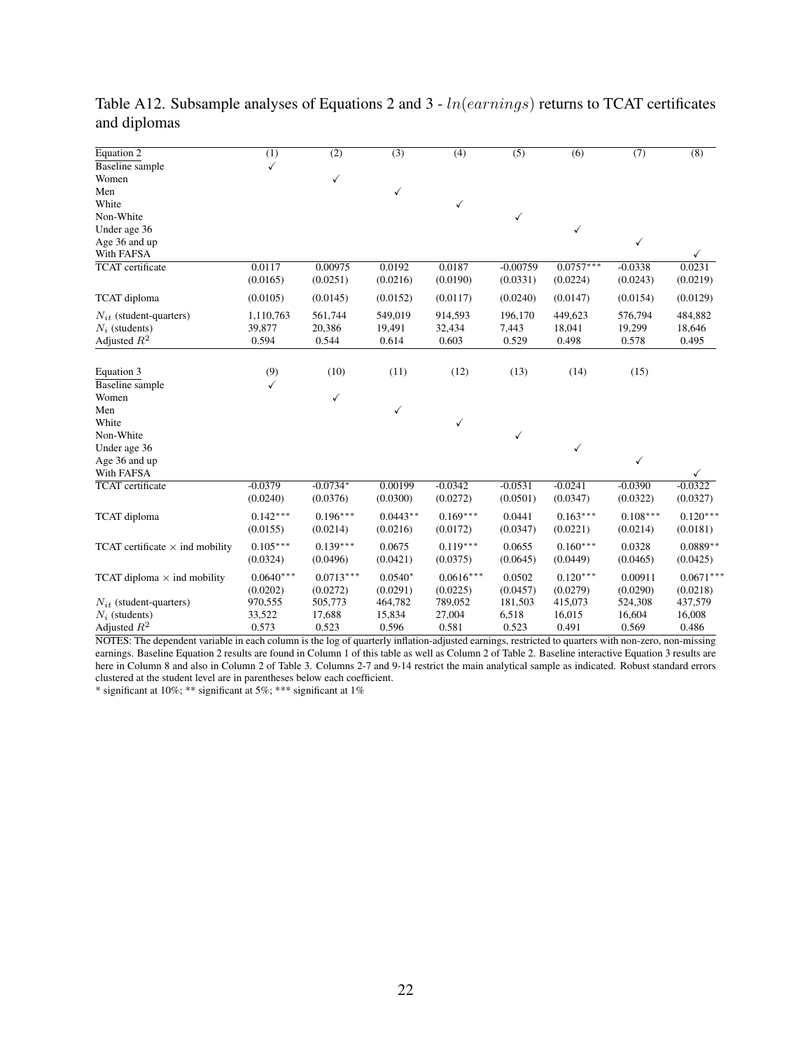Table A12. Subsample analyses of Equations 2 and 3 - $ln(earnings)$ returns to TCAT certificates and diplomas

| Equation 2 | (1) | (2) | (3) | (4) | (5) | (6) | (7) | (8) |
|---|---|---|---|---|---|---|---|---|
| Baseline sample | ✓ | | | | | | | |
| Women | | ✓ | | | | | | |
| Men | | | ✓ | | | | | |
| White | | | | ✓ | | | | |
| Non-White | | | | | ✓ | | | |
| Under age 36 | | | | | | ✓ | | |
| Age 36 and up | | | | | | | ✓ | |
| With FAFSA | | | | | | | | ✓ |
| TCAT certificate | 0.0117 | 0.00975 | 0.0192 | 0.0187 | -0.00759 | 0.0757*** | -0.0338 | 0.0231 |
| | (0.0165) | (0.0251) | (0.0216) | (0.0190) | (0.0331) | (0.0224) | (0.0243) | (0.0219) |
| TCAT diploma | (0.0105) | (0.0145) | (0.0152) | (0.0117) | (0.0240) | (0.0147) | (0.0154) | (0.0129) |
| $N_{it}$ (student-quarters) | 1,110,763 | 561,744 | 549,019 | 914,593 | 196,170 | 449,623 | 576,794 | 484,882 |
| $N_i$ (students) | 39,877 | 20,386 | 19,491 | 32,434 | 7,443 | 18,041 | 19,299 | 18,646 |
| Adjusted $R^2$ | 0.594 | 0.544 | 0.614 | 0.603 | 0.529 | 0.498 | 0.578 | 0.495 |
| | | | | | | | | |
| Equation 3 | (9) | (10) | (11) | (12) | (13) | (14) | (15) | |
| Baseline sample | ✓ | | | | | | | |
| Women | | ✓ | | | | | | |
| Men | | | ✓ | | | | | |
| White | | | | ✓ | | | | |
| Non-White | | | | | ✓ | | | |
| Under age 36 | | | | | | ✓ | | |
| Age 36 and up | | | | | | | ✓ | |
| With FAFSA | | | | | | | | ✓ |
| TCAT certificate | -0.0379 | -0.0734* | 0.00199 | -0.0342 | -0.0531 | -0.0241 | -0.0390 | -0.0322 |
| | (0.0240) | (0.0376) | (0.0300) | (0.0272) | (0.0501) | (0.0347) | (0.0322) | (0.0327) |
| TCAT diploma | 0.142*** | 0.196*** | 0.0443** | 0.169*** | 0.0441 | 0.163*** | 0.108*** | 0.120*** |
| | (0.0155) | (0.0214) | (0.0216) | (0.0172) | (0.0347) | (0.0221) | (0.0214) | (0.0181) |
| TCAT certificate × ind mobility | 0.105*** | 0.139*** | 0.0675 | 0.119*** | 0.0655 | 0.160*** | 0.0328 | 0.0889** |
| | (0.0324) | (0.0496) | (0.0421) | (0.0375) | (0.0645) | (0.0449) | (0.0465) | (0.0425) |
| TCAT diploma × ind mobility | 0.0640*** | 0.0713*** | 0.0540* | 0.0616*** | 0.0502 | 0.120*** | 0.00911 | 0.0671*** |
| | (0.0202) | (0.0272) | (0.0291) | (0.0225) | (0.0457) | (0.0279) | (0.0290) | (0.0218) |
| $N_{it}$ (student-quarters) | 970,555 | 505,773 | 464,782 | 789,052 | 181,503 | 415,073 | 524,308 | 437,579 |
| $N_i$ (students) | 33,522 | 17,688 | 15,834 | 27,004 | 6,518 | 16,015 | 16,604 | 16,008 |
| Adjusted $R^2$ | 0.573 | 0.523 | 0.596 | 0.581 | 0.523 | 0.491 | 0.569 | 0.486 |

NOTES: The dependent variable in each column is the log of quarterly inflation-adjusted earnings, restricted to quarters with non-zero, non-missing earnings. Baseline Equation 2 results are found in Column 1 of this table as well as Column 2 of Table 2. Baseline interactive Equation 3 results are here in Column 8 and also in Column 2 of Table 3. Columns 2-7 and 9-14 restrict the main analytical sample as indicated. Robust standard errors clustered at the student level are in parentheses below each coefficient.

* significant at 10%; ** significant at 5%; *** significant at 1%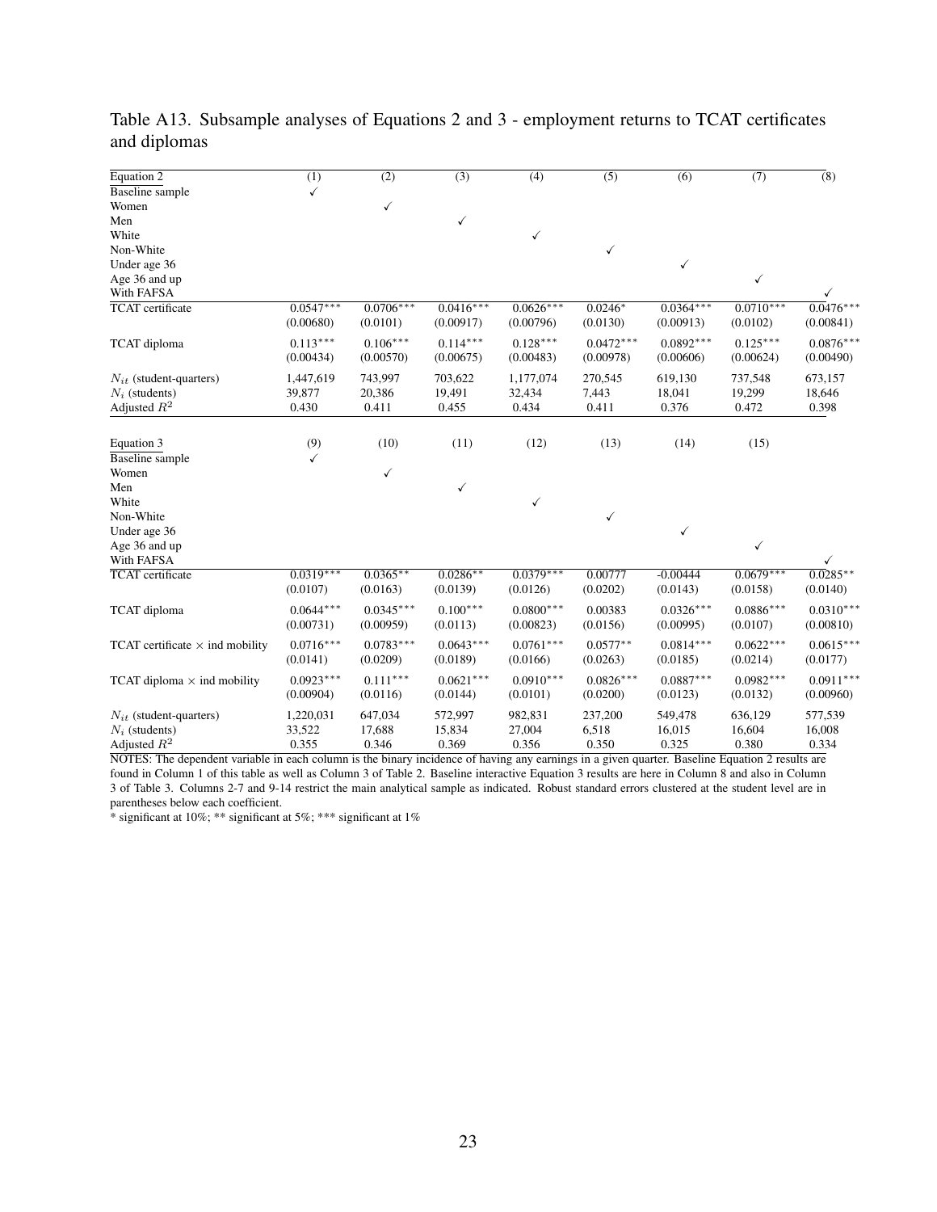Table A13. Subsample analyses of Equations 2 and 3 - employment returns to TCAT certificates and diplomas

| Equation 2 | (1) | (2) | (3) | (4) | (5) | (6) | (7) | (8) |
|---|---|---|---|---|---|---|---|---|
| Baseline sample | ✓ | | | | | | | |
| Women | | ✓ | | | | | | |
| Men | | | ✓ | | | | | |
| White | | | | ✓ | | | | |
| Non-White | | | | | ✓ | | | |
| Under age 36 | | | | | | ✓ | | |
| Age 36 and up | | | | | | | ✓ | |
| With FAFSA | | | | | | | | ✓ |
| TCAT certificate | 0.0547*** | 0.0706*** | 0.0416*** | 0.0626*** | 0.0246* | 0.0364*** | 0.0710*** | 0.0476*** |
| | (0.00680) | (0.0101) | (0.00917) | (0.00796) | (0.0130) | (0.00913) | (0.0102) | (0.00841) |
| TCAT diploma | 0.113*** | 0.106*** | 0.114*** | 0.128*** | 0.0472*** | 0.0892*** | 0.125*** | 0.0876*** |
| | (0.00434) | (0.00570) | (0.00675) | (0.00483) | (0.00978) | (0.00606) | (0.00624) | (0.00490) |
| $N_{it}$ (student-quarters) | 1,447,619 | 743,997 | 703,622 | 1,177,074 | 270,545 | 619,130 | 737,548 | 673,157 |
| $N_i$ (students) | 39,877 | 20,386 | 19,491 | 32,434 | 7,443 | 18,041 | 19,299 | 18,646 |
| Adjusted $R^2$ | 0.430 | 0.411 | 0.455 | 0.434 | 0.411 | 0.376 | 0.472 | 0.398 |

| Equation 3 | (9) | (10) | (11) | (12) | (13) | (14) | (15) | |
|---|---|---|---|---|---|---|---|---|
| Baseline sample | ✓ | | | | | | | |
| Women | | ✓ | | | | | | |
| Men | | | ✓ | | | | | |
| White | | | | ✓ | | | | |
| Non-White | | | | | ✓ | | | |
| Under age 36 | | | | | | ✓ | | |
| Age 36 and up | | | | | | | ✓ | |
| With FAFSA | | | | | | | | ✓ |
| TCAT certificate | 0.0319*** | 0.0365** | 0.0286** | 0.0379*** | 0.00777 | -0.00444 | 0.0679*** | 0.0285** |
| | (0.0107) | (0.0163) | (0.0139) | (0.0126) | (0.0202) | (0.0143) | (0.0158) | (0.0140) |
| TCAT diploma | 0.0644*** | 0.0345*** | 0.100*** | 0.0800*** | 0.00383 | 0.0326*** | 0.0886*** | 0.0310*** |
| | (0.00731) | (0.00959) | (0.0113) | (0.00823) | (0.0156) | (0.00995) | (0.0107) | (0.00810) |
| TCAT certificate × ind mobility | 0.0716*** | 0.0783*** | 0.0643*** | 0.0761*** | 0.0577** | 0.0814*** | 0.0622*** | 0.0615*** |
| | (0.0141) | (0.0209) | (0.0189) | (0.0166) | (0.0263) | (0.0185) | (0.0214) | (0.0177) |
| TCAT diploma × ind mobility | 0.0923*** | 0.111*** | 0.0621*** | 0.0910*** | 0.0826*** | 0.0887*** | 0.0982*** | 0.0911*** |
| | (0.00904) | (0.0116) | (0.0144) | (0.0101) | (0.0200) | (0.0123) | (0.0132) | (0.00960) |
| $N_{it}$ (student-quarters) | 1,220,031 | 647,034 | 572,997 | 982,831 | 237,200 | 549,478 | 636,129 | 577,539 |
| $N_i$ (students) | 33,522 | 17,688 | 15,834 | 27,004 | 6,518 | 16,015 | 16,604 | 16,008 |
| Adjusted $R^2$ | 0.355 | 0.346 | 0.369 | 0.356 | 0.350 | 0.325 | 0.380 | 0.334 |

NOTES: The dependent variable in each column is the binary incidence of having any earnings in a given quarter. Baseline Equation 2 results are found in Column 1 of this table as well as Column 3 of Table 2. Baseline interactive Equation 3 results are here in Column 8 and also in Column 3 of Table 3. Columns 2-7 and 9-14 restrict the main analytical sample as indicated. Robust standard errors clustered at the student level are in parentheses below each coefficient.

* significant at 10%; ** significant at 5%; *** significant at 1%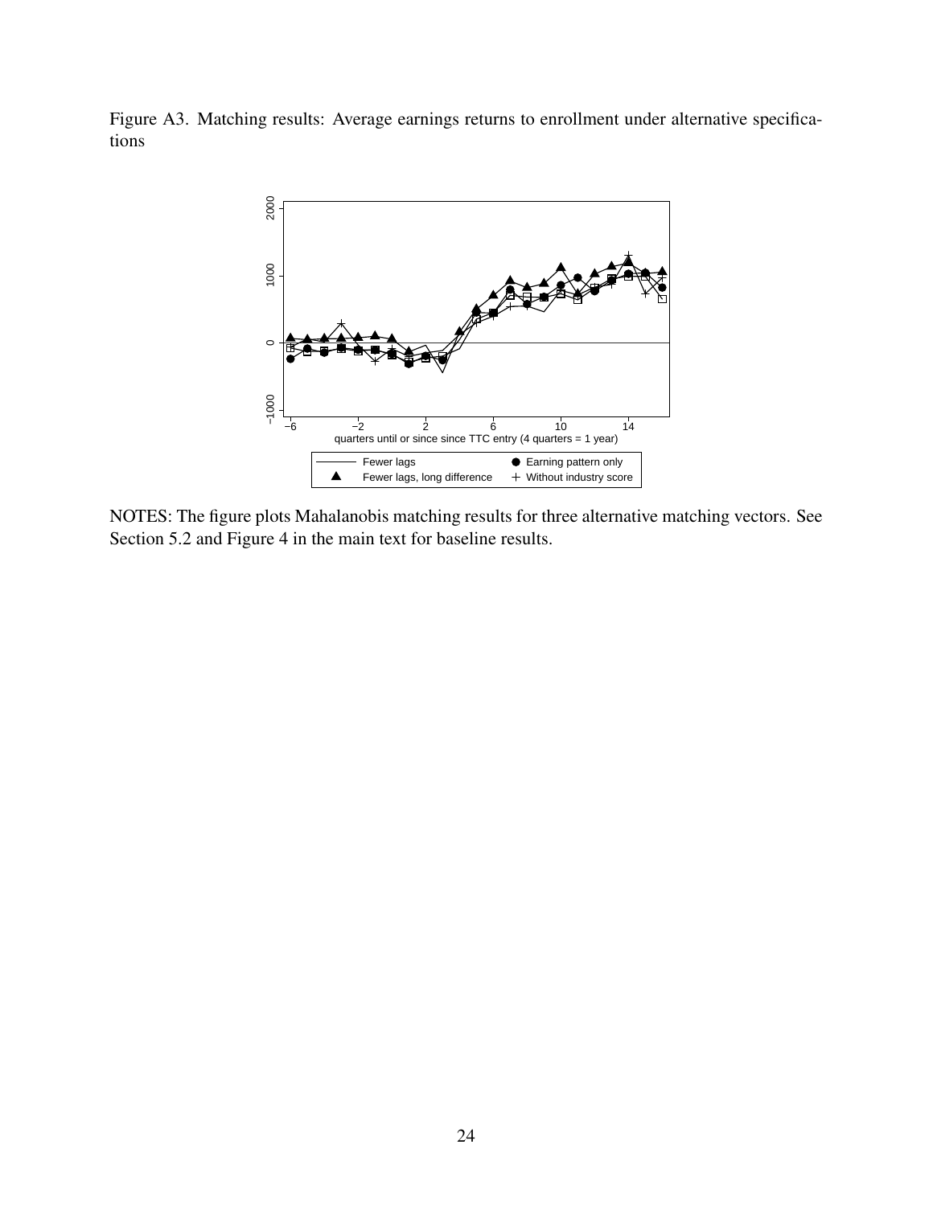Figure A3. Matching results: Average earnings returns to enrollment under alternative specifications

2000

1000

0

−1000

−6 −2 2 6 10 14

quarters until or since since TTC entry (4 quarters = 1 year)

Fewer lags

Earning pattern only

Fewer lags, long difference

Without industry score

NOTES: The figure plots Mahalanobis matching results for three alternative matching vectors. See Section 5.2 and Figure 4 in the main text for baseline results.